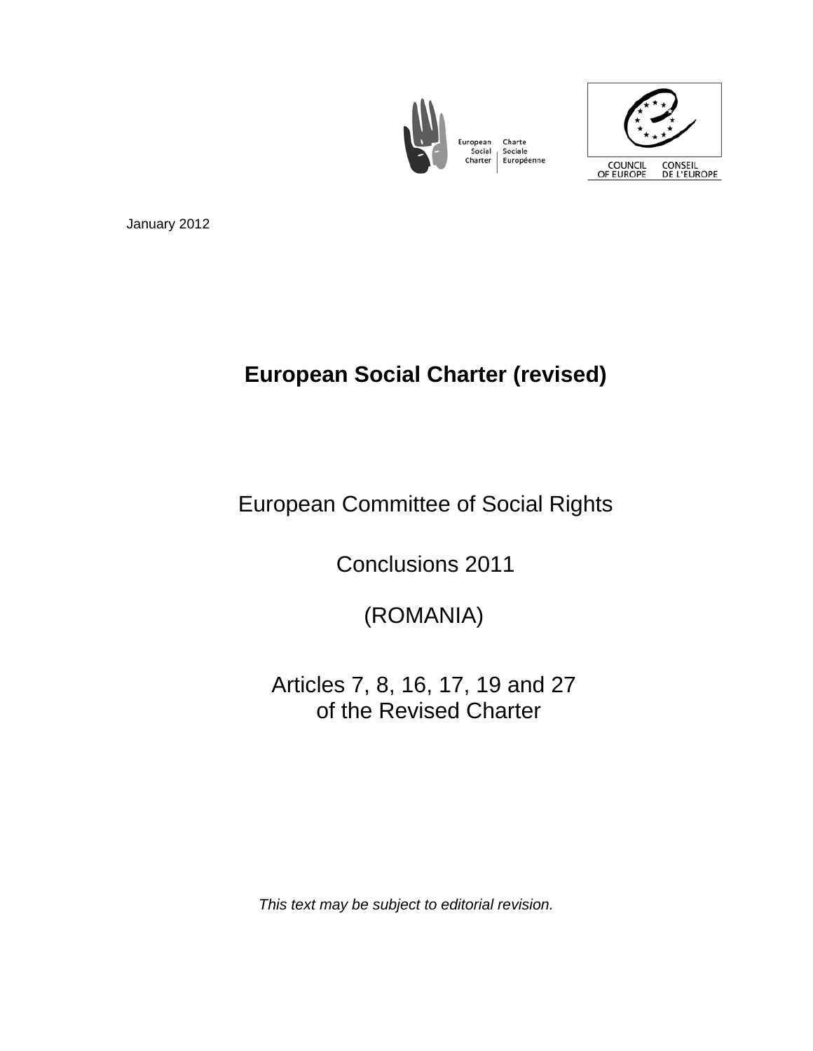European Social Charter | Charte Sociale Européenne

COUNCIL OF EUROPE | CONSEIL DE L'EUROPE

January 2012

# European Social Charter (revised)

European Committee of Social Rights

Conclusions 2011

(ROMANIA)

Articles 7, 8, 16, 17, 19 and 27
of the Revised Charter

*This text may be subject to editorial revision.*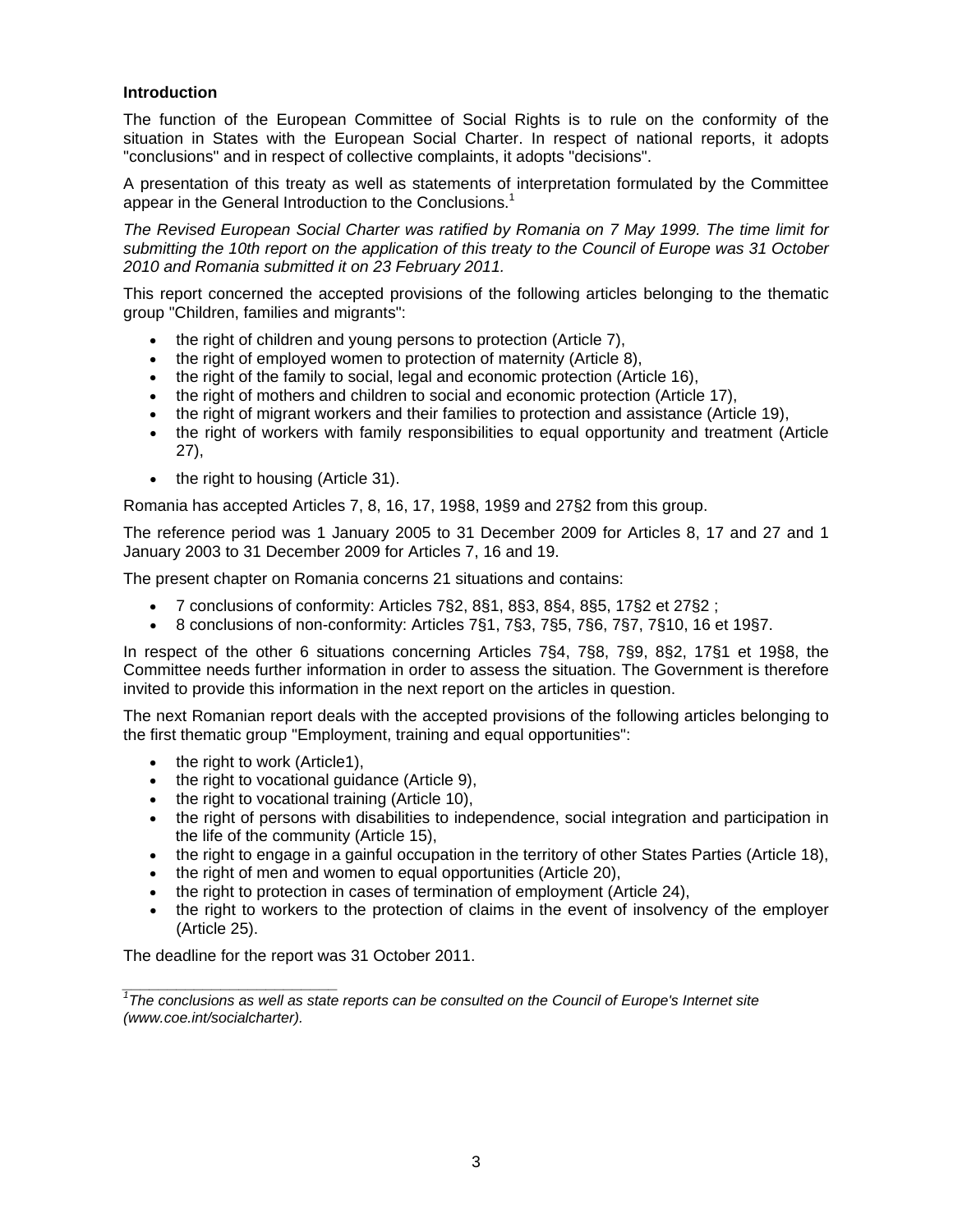**Introduction**

The function of the European Committee of Social Rights is to rule on the conformity of the situation in States with the European Social Charter. In respect of national reports, it adopts "conclusions" and in respect of collective complaints, it adopts "decisions".

A presentation of this treaty as well as statements of interpretation formulated by the Committee appear in the General Introduction to the Conclusions.[1]

*The Revised European Social Charter was ratified by Romania on 7 May 1999. The time limit for submitting the 10th report on the application of this treaty to the Council of Europe was 31 October 2010 and Romania submitted it on 23 February 2011.*

This report concerned the accepted provisions of the following articles belonging to the thematic group "Children, families and migrants":

- the right of children and young persons to protection (Article 7),
- the right of employed women to protection of maternity (Article 8),
- the right of the family to social, legal and economic protection (Article 16),
- the right of mothers and children to social and economic protection (Article 17),
- the right of migrant workers and their families to protection and assistance (Article 19),
- the right of workers with family responsibilities to equal opportunity and treatment (Article 27),
- the right to housing (Article 31).

Romania has accepted Articles 7, 8, 16, 17, 19§8, 19§9 and 27§2 from this group.

The reference period was 1 January 2005 to 31 December 2009 for Articles 8, 17 and 27 and 1 January 2003 to 31 December 2009 for Articles 7, 16 and 19.

The present chapter on Romania concerns 21 situations and contains:

- 7 conclusions of conformity: Articles 7§2, 8§1, 8§3, 8§4, 8§5, 17§2 et 27§2 ;
- 8 conclusions of non-conformity: Articles 7§1, 7§3, 7§5, 7§6, 7§7, 7§10, 16 et 19§7.

In respect of the other 6 situations concerning Articles 7§4, 7§8, 7§9, 8§2, 17§1 et 19§8, the Committee needs further information in order to assess the situation. The Government is therefore invited to provide this information in the next report on the articles in question.

The next Romanian report deals with the accepted provisions of the following articles belonging to the first thematic group "Employment, training and equal opportunities":

- the right to work (Article1),
- the right to vocational guidance (Article 9),
- the right to vocational training (Article 10),
- the right of persons with disabilities to independence, social integration and participation in the life of the community (Article 15),
- the right to engage in a gainful occupation in the territory of other States Parties (Article 18),
- the right of men and women to equal opportunities (Article 20),
- the right to protection in cases of termination of employment (Article 24),
- the right to workers to the protection of claims in the event of insolvency of the employer (Article 25).

The deadline for the report was 31 October 2011.

---

[1] *The conclusions as well as state reports can be consulted on the Council of Europe's Internet site (www.coe.int/socialcharter).*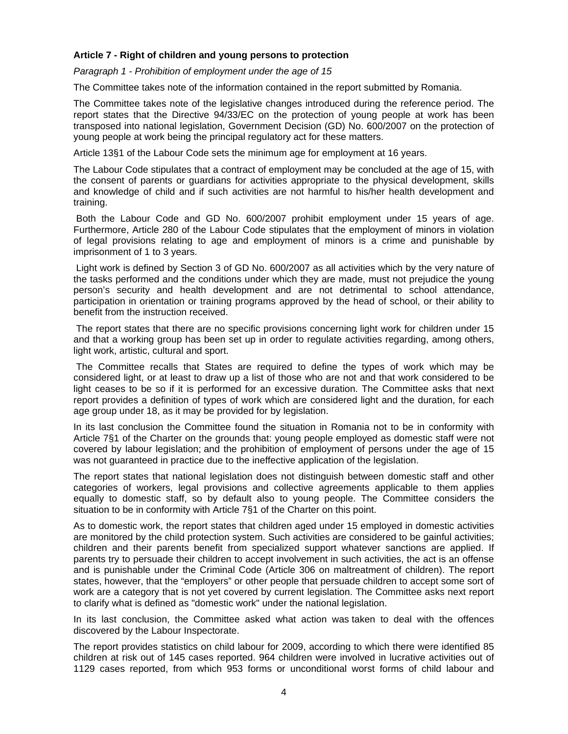**Article 7 - Right of children and young persons to protection**

*Paragraph 1 - Prohibition of employment under the age of 15*

The Committee takes note of the information contained in the report submitted by Romania.

The Committee takes note of the legislative changes introduced during the reference period. The report states that the Directive 94/33/EC on the protection of young people at work has been transposed into national legislation, Government Decision (GD) No. 600/2007 on the protection of young people at work being the principal regulatory act for these matters.

Article 13§1 of the Labour Code sets the minimum age for employment at 16 years.

The Labour Code stipulates that a contract of employment may be concluded at the age of 15, with the consent of parents or guardians for activities appropriate to the physical development, skills and knowledge of child and if such activities are not harmful to his/her health development and training.

Both the Labour Code and GD No. 600/2007 prohibit employment under 15 years of age. Furthermore, Article 280 of the Labour Code stipulates that the employment of minors in violation of legal provisions relating to age and employment of minors is a crime and punishable by imprisonment of 1 to 3 years.

Light work is defined by Section 3 of GD No. 600/2007 as all activities which by the very nature of the tasks performed and the conditions under which they are made, must not prejudice the young person's security and health development and are not detrimental to school attendance, participation in orientation or training programs approved by the head of school, or their ability to benefit from the instruction received.

The report states that there are no specific provisions concerning light work for children under 15 and that a working group has been set up in order to regulate activities regarding, among others, light work, artistic, cultural and sport.

The Committee recalls that States are required to define the types of work which may be considered light, or at least to draw up a list of those who are not and that work considered to be light ceases to be so if it is performed for an excessive duration. The Committee asks that next report provides a definition of types of work which are considered light and the duration, for each age group under 18, as it may be provided for by legislation.

In its last conclusion the Committee found the situation in Romania not to be in conformity with Article 7§1 of the Charter on the grounds that: young people employed as domestic staff were not covered by labour legislation; and the prohibition of employment of persons under the age of 15 was not guaranteed in practice due to the ineffective application of the legislation.

The report states that national legislation does not distinguish between domestic staff and other categories of workers, legal provisions and collective agreements applicable to them applies equally to domestic staff, so by default also to young people. The Committee considers the situation to be in conformity with Article 7§1 of the Charter on this point.

As to domestic work, the report states that children aged under 15 employed in domestic activities are monitored by the child protection system. Such activities are considered to be gainful activities; children and their parents benefit from specialized support whatever sanctions are applied. If parents try to persuade their children to accept involvement in such activities, the act is an offense and is punishable under the Criminal Code (Article 306 on maltreatment of children). The report states, however, that the "employers" or other people that persuade children to accept some sort of work are a category that is not yet covered by current legislation. The Committee asks next report to clarify what is defined as "domestic work" under the national legislation.

In its last conclusion, the Committee asked what action was taken to deal with the offences discovered by the Labour Inspectorate.

The report provides statistics on child labour for 2009, according to which there were identified 85 children at risk out of 145 cases reported. 964 children were involved in lucrative activities out of 1129 cases reported, from which 953 forms or unconditional worst forms of child labour and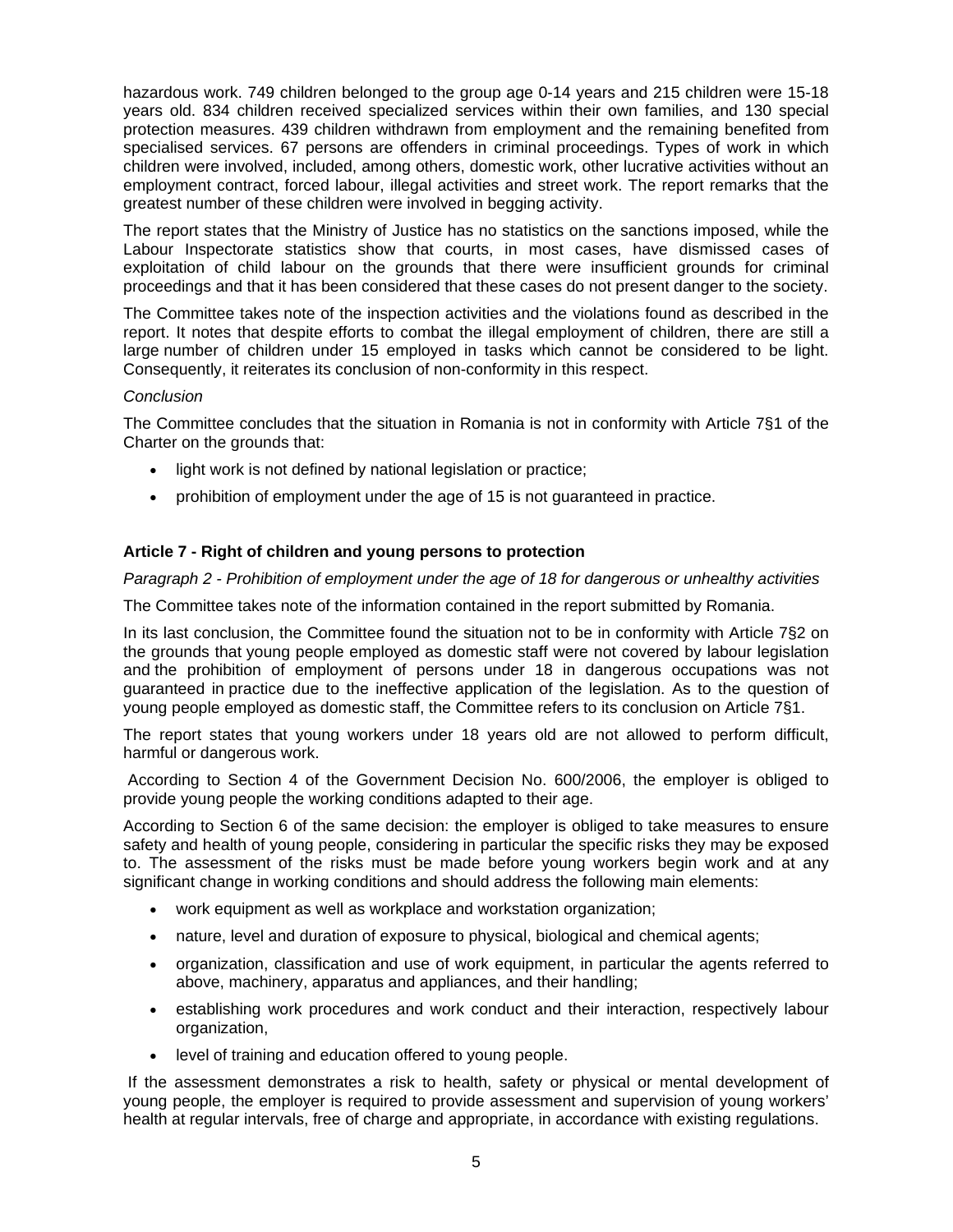hazardous work. 749 children belonged to the group age 0-14 years and 215 children were 15-18 years old. 834 children received specialized services within their own families, and 130 special protection measures. 439 children withdrawn from employment and the remaining benefited from specialised services. 67 persons are offenders in criminal proceedings. Types of work in which children were involved, included, among others, domestic work, other lucrative activities without an employment contract, forced labour, illegal activities and street work. The report remarks that the greatest number of these children were involved in begging activity.

The report states that the Ministry of Justice has no statistics on the sanctions imposed, while the Labour Inspectorate statistics show that courts, in most cases, have dismissed cases of exploitation of child labour on the grounds that there were insufficient grounds for criminal proceedings and that it has been considered that these cases do not present danger to the society.

The Committee takes note of the inspection activities and the violations found as described in the report. It notes that despite efforts to combat the illegal employment of children, there are still a large number of children under 15 employed in tasks which cannot be considered to be light. Consequently, it reiterates its conclusion of non-conformity in this respect.

*Conclusion*

The Committee concludes that the situation in Romania is not in conformity with Article 7§1 of the Charter on the grounds that:

- light work is not defined by national legislation or practice;
- prohibition of employment under the age of 15 is not guaranteed in practice.

**Article 7 - Right of children and young persons to protection**

*Paragraph 2 - Prohibition of employment under the age of 18 for dangerous or unhealthy activities*

The Committee takes note of the information contained in the report submitted by Romania.

In its last conclusion, the Committee found the situation not to be in conformity with Article 7§2 on the grounds that young people employed as domestic staff were not covered by labour legislation and the prohibition of employment of persons under 18 in dangerous occupations was not guaranteed in practice due to the ineffective application of the legislation. As to the question of young people employed as domestic staff, the Committee refers to its conclusion on Article 7§1.

The report states that young workers under 18 years old are not allowed to perform difficult, harmful or dangerous work.

According to Section 4 of the Government Decision No. 600/2006, the employer is obliged to provide young people the working conditions adapted to their age.

According to Section 6 of the same decision: the employer is obliged to take measures to ensure safety and health of young people, considering in particular the specific risks they may be exposed to. The assessment of the risks must be made before young workers begin work and at any significant change in working conditions and should address the following main elements:

- work equipment as well as workplace and workstation organization;
- nature, level and duration of exposure to physical, biological and chemical agents;
- organization, classification and use of work equipment, in particular the agents referred to above, machinery, apparatus and appliances, and their handling;
- establishing work procedures and work conduct and their interaction, respectively labour organization,
- level of training and education offered to young people.

If the assessment demonstrates a risk to health, safety or physical or mental development of young people, the employer is required to provide assessment and supervision of young workers' health at regular intervals, free of charge and appropriate, in accordance with existing regulations.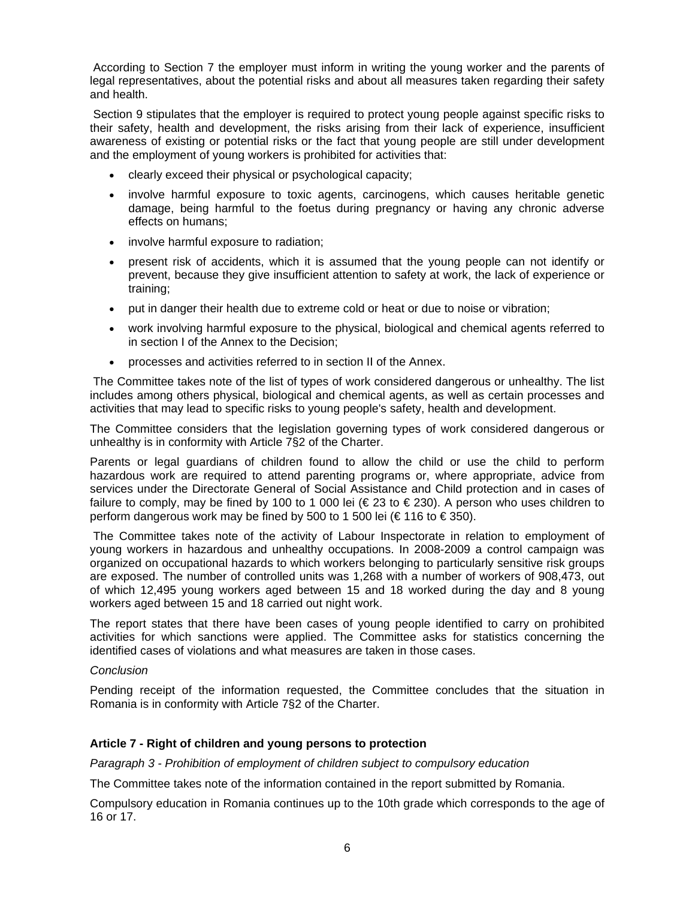According to Section 7 the employer must inform in writing the young worker and the parents of legal representatives, about the potential risks and about all measures taken regarding their safety and health.

Section 9 stipulates that the employer is required to protect young people against specific risks to their safety, health and development, the risks arising from their lack of experience, insufficient awareness of existing or potential risks or the fact that young people are still under development and the employment of young workers is prohibited for activities that:

- clearly exceed their physical or psychological capacity;
- involve harmful exposure to toxic agents, carcinogens, which causes heritable genetic damage, being harmful to the foetus during pregnancy or having any chronic adverse effects on humans;
- involve harmful exposure to radiation;
- present risk of accidents, which it is assumed that the young people can not identify or prevent, because they give insufficient attention to safety at work, the lack of experience or training;
- put in danger their health due to extreme cold or heat or due to noise or vibration;
- work involving harmful exposure to the physical, biological and chemical agents referred to in section I of the Annex to the Decision;
- processes and activities referred to in section II of the Annex.

The Committee takes note of the list of types of work considered dangerous or unhealthy. The list includes among others physical, biological and chemical agents, as well as certain processes and activities that may lead to specific risks to young people's safety, health and development.

The Committee considers that the legislation governing types of work considered dangerous or unhealthy is in conformity with Article 7§2 of the Charter.

Parents or legal guardians of children found to allow the child or use the child to perform hazardous work are required to attend parenting programs or, where appropriate, advice from services under the Directorate General of Social Assistance and Child protection and in cases of failure to comply, may be fined by 100 to 1 000 lei (€ 23 to € 230). A person who uses children to perform dangerous work may be fined by 500 to 1 500 lei (€ 116 to € 350).

The Committee takes note of the activity of Labour Inspectorate in relation to employment of young workers in hazardous and unhealthy occupations. In 2008-2009 a control campaign was organized on occupational hazards to which workers belonging to particularly sensitive risk groups are exposed. The number of controlled units was 1,268 with a number of workers of 908,473, out of which 12,495 young workers aged between 15 and 18 worked during the day and 8 young workers aged between 15 and 18 carried out night work.

The report states that there have been cases of young people identified to carry on prohibited activities for which sanctions were applied. The Committee asks for statistics concerning the identified cases of violations and what measures are taken in those cases.

*Conclusion*

Pending receipt of the information requested, the Committee concludes that the situation in Romania is in conformity with Article 7§2 of the Charter.

**Article 7 - Right of children and young persons to protection**

*Paragraph 3 - Prohibition of employment of children subject to compulsory education*

The Committee takes note of the information contained in the report submitted by Romania.

Compulsory education in Romania continues up to the 10th grade which corresponds to the age of 16 or 17.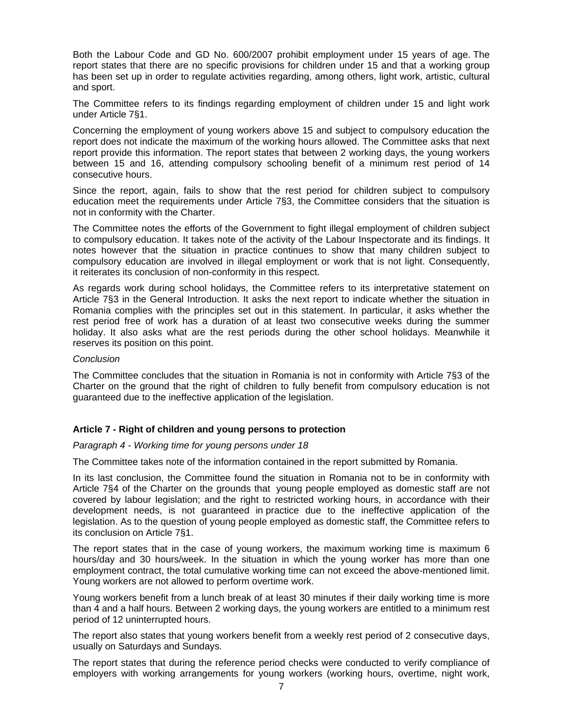Both the Labour Code and GD No. 600/2007 prohibit employment under 15 years of age. The report states that there are no specific provisions for children under 15 and that a working group has been set up in order to regulate activities regarding, among others, light work, artistic, cultural and sport.

The Committee refers to its findings regarding employment of children under 15 and light work under Article 7§1.

Concerning the employment of young workers above 15 and subject to compulsory education the report does not indicate the maximum of the working hours allowed. The Committee asks that next report provide this information. The report states that between 2 working days, the young workers between 15 and 16, attending compulsory schooling benefit of a minimum rest period of 14 consecutive hours.

Since the report, again, fails to show that the rest period for children subject to compulsory education meet the requirements under Article 7§3, the Committee considers that the situation is not in conformity with the Charter.

The Committee notes the efforts of the Government to fight illegal employment of children subject to compulsory education. It takes note of the activity of the Labour Inspectorate and its findings. It notes however that the situation in practice continues to show that many children subject to compulsory education are involved in illegal employment or work that is not light. Consequently, it reiterates its conclusion of non-conformity in this respect.

As regards work during school holidays, the Committee refers to its interpretative statement on Article 7§3 in the General Introduction. It asks the next report to indicate whether the situation in Romania complies with the principles set out in this statement. In particular, it asks whether the rest period free of work has a duration of at least two consecutive weeks during the summer holiday. It also asks what are the rest periods during the other school holidays. Meanwhile it reserves its position on this point.

*Conclusion*

The Committee concludes that the situation in Romania is not in conformity with Article 7§3 of the Charter on the ground that the right of children to fully benefit from compulsory education is not guaranteed due to the ineffective application of the legislation.

### Article 7 - Right of children and young persons to protection

*Paragraph 4 - Working time for young persons under 18*

The Committee takes note of the information contained in the report submitted by Romania.

In its last conclusion, the Committee found the situation in Romania not to be in conformity with Article 7§4 of the Charter on the grounds that young people employed as domestic staff are not covered by labour legislation; and the right to restricted working hours, in accordance with their development needs, is not guaranteed in practice due to the ineffective application of the legislation. As to the question of young people employed as domestic staff, the Committee refers to its conclusion on Article 7§1.

The report states that in the case of young workers, the maximum working time is maximum 6 hours/day and 30 hours/week. In the situation in which the young worker has more than one employment contract, the total cumulative working time can not exceed the above-mentioned limit. Young workers are not allowed to perform overtime work.

Young workers benefit from a lunch break of at least 30 minutes if their daily working time is more than 4 and a half hours. Between 2 working days, the young workers are entitled to a minimum rest period of 12 uninterrupted hours.

The report also states that young workers benefit from a weekly rest period of 2 consecutive days, usually on Saturdays and Sundays.

The report states that during the reference period checks were conducted to verify compliance of employers with working arrangements for young workers (working hours, overtime, night work,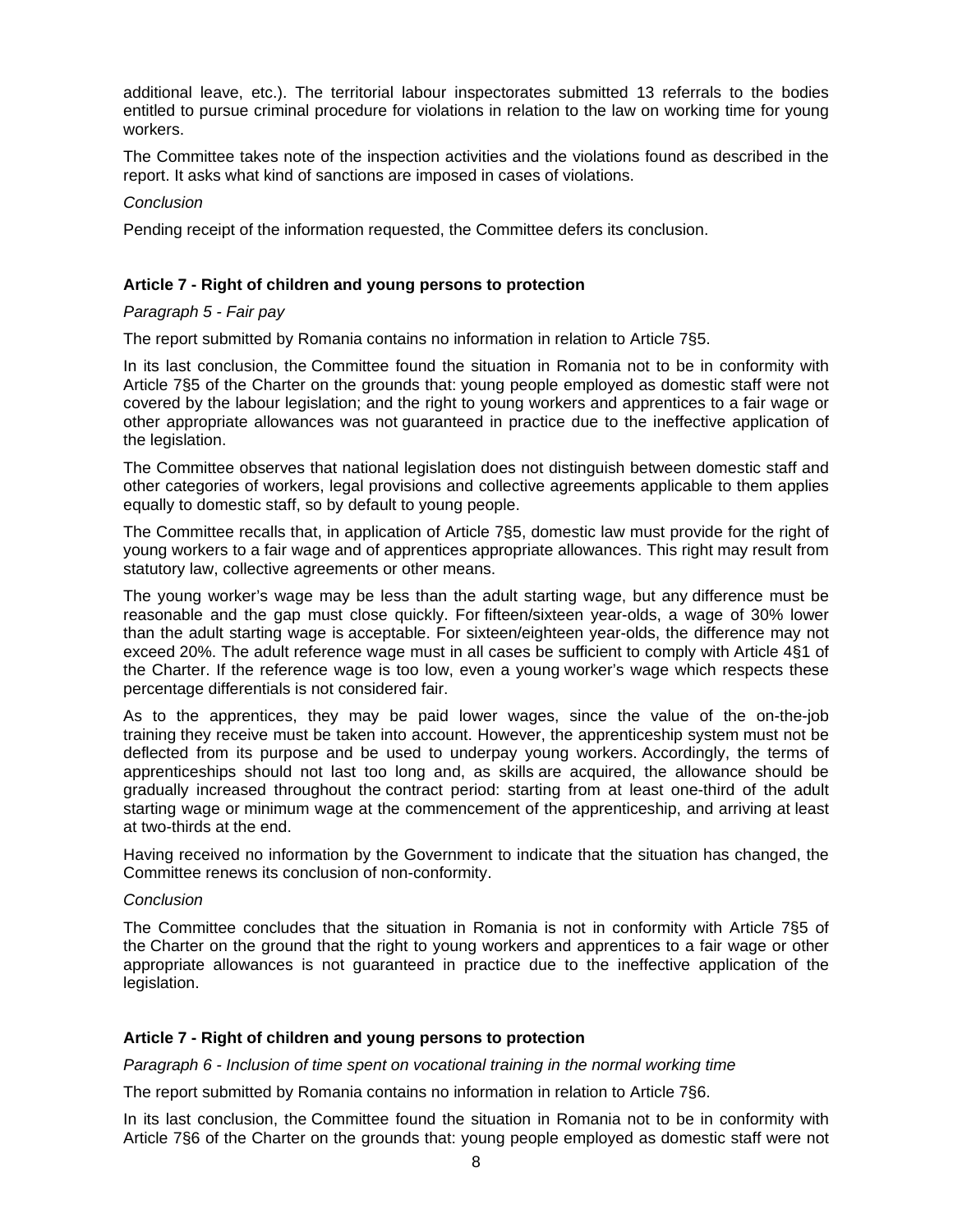additional leave, etc.). The territorial labour inspectorates submitted 13 referrals to the bodies entitled to pursue criminal procedure for violations in relation to the law on working time for young workers.

The Committee takes note of the inspection activities and the violations found as described in the report. It asks what kind of sanctions are imposed in cases of violations.

*Conclusion*

Pending receipt of the information requested, the Committee defers its conclusion.

**Article 7 - Right of children and young persons to protection**

*Paragraph 5 - Fair pay*

The report submitted by Romania contains no information in relation to Article 7§5.

In its last conclusion, the Committee found the situation in Romania not to be in conformity with Article 7§5 of the Charter on the grounds that: young people employed as domestic staff were not covered by the labour legislation; and the right to young workers and apprentices to a fair wage or other appropriate allowances was not guaranteed in practice due to the ineffective application of the legislation.

The Committee observes that national legislation does not distinguish between domestic staff and other categories of workers, legal provisions and collective agreements applicable to them applies equally to domestic staff, so by default to young people.

The Committee recalls that, in application of Article 7§5, domestic law must provide for the right of young workers to a fair wage and of apprentices appropriate allowances. This right may result from statutory law, collective agreements or other means.

The young worker's wage may be less than the adult starting wage, but any difference must be reasonable and the gap must close quickly. For fifteen/sixteen year-olds, a wage of 30% lower than the adult starting wage is acceptable. For sixteen/eighteen year-olds, the difference may not exceed 20%. The adult reference wage must in all cases be sufficient to comply with Article 4§1 of the Charter. If the reference wage is too low, even a young worker's wage which respects these percentage differentials is not considered fair.

As to the apprentices, they may be paid lower wages, since the value of the on-the-job training they receive must be taken into account. However, the apprenticeship system must not be deflected from its purpose and be used to underpay young workers. Accordingly, the terms of apprenticeships should not last too long and, as skills are acquired, the allowance should be gradually increased throughout the contract period: starting from at least one-third of the adult starting wage or minimum wage at the commencement of the apprenticeship, and arriving at least at two-thirds at the end.

Having received no information by the Government to indicate that the situation has changed, the Committee renews its conclusion of non-conformity.

*Conclusion*

The Committee concludes that the situation in Romania is not in conformity with Article 7§5 of the Charter on the ground that the right to young workers and apprentices to a fair wage or other appropriate allowances is not guaranteed in practice due to the ineffective application of the legislation.

**Article 7 - Right of children and young persons to protection**

*Paragraph 6 - Inclusion of time spent on vocational training in the normal working time*

The report submitted by Romania contains no information in relation to Article 7§6.

In its last conclusion, the Committee found the situation in Romania not to be in conformity with Article 7§6 of the Charter on the grounds that: young people employed as domestic staff were not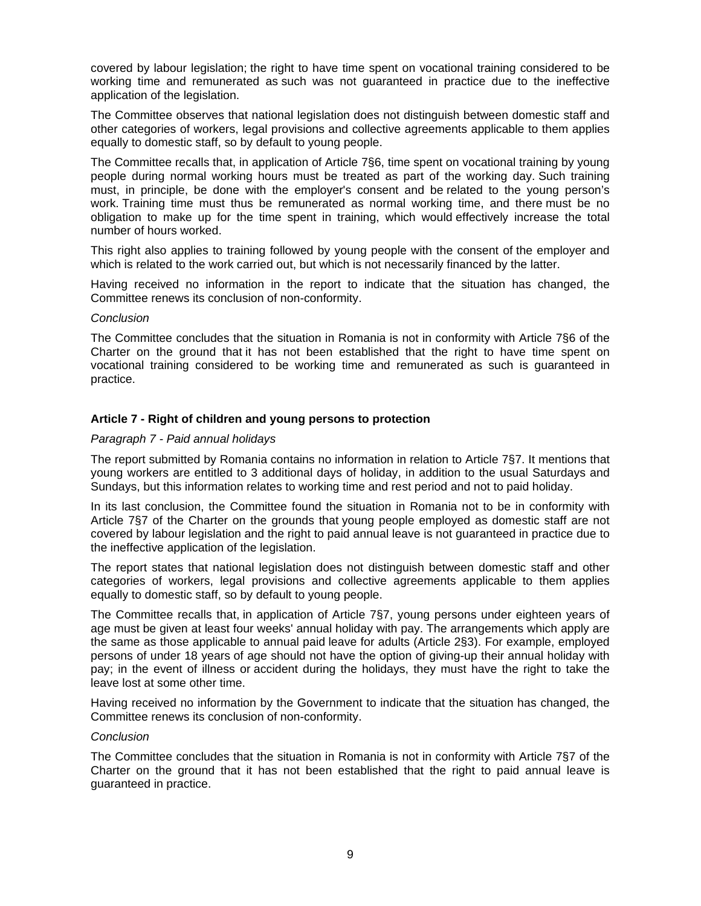covered by labour legislation; the right to have time spent on vocational training considered to be working time and remunerated as such was not guaranteed in practice due to the ineffective application of the legislation.

The Committee observes that national legislation does not distinguish between domestic staff and other categories of workers, legal provisions and collective agreements applicable to them applies equally to domestic staff, so by default to young people.

The Committee recalls that, in application of Article 7§6, time spent on vocational training by young people during normal working hours must be treated as part of the working day. Such training must, in principle, be done with the employer's consent and be related to the young person's work. Training time must thus be remunerated as normal working time, and there must be no obligation to make up for the time spent in training, which would effectively increase the total number of hours worked.

This right also applies to training followed by young people with the consent of the employer and which is related to the work carried out, but which is not necessarily financed by the latter.

Having received no information in the report to indicate that the situation has changed, the Committee renews its conclusion of non-conformity.

*Conclusion*

The Committee concludes that the situation in Romania is not in conformity with Article 7§6 of the Charter on the ground that it has not been established that the right to have time spent on vocational training considered to be working time and remunerated as such is guaranteed in practice.

### Article 7 - Right of children and young persons to protection

*Paragraph 7 - Paid annual holidays*

The report submitted by Romania contains no information in relation to Article 7§7. It mentions that young workers are entitled to 3 additional days of holiday, in addition to the usual Saturdays and Sundays, but this information relates to working time and rest period and not to paid holiday.

In its last conclusion, the Committee found the situation in Romania not to be in conformity with Article 7§7 of the Charter on the grounds that young people employed as domestic staff are not covered by labour legislation and the right to paid annual leave is not guaranteed in practice due to the ineffective application of the legislation.

The report states that national legislation does not distinguish between domestic staff and other categories of workers, legal provisions and collective agreements applicable to them applies equally to domestic staff, so by default to young people.

The Committee recalls that, in application of Article 7§7, young persons under eighteen years of age must be given at least four weeks' annual holiday with pay. The arrangements which apply are the same as those applicable to annual paid leave for adults (Article 2§3). For example, employed persons of under 18 years of age should not have the option of giving-up their annual holiday with pay; in the event of illness or accident during the holidays, they must have the right to take the leave lost at some other time.

Having received no information by the Government to indicate that the situation has changed, the Committee renews its conclusion of non-conformity.

*Conclusion*

The Committee concludes that the situation in Romania is not in conformity with Article 7§7 of the Charter on the ground that it has not been established that the right to paid annual leave is guaranteed in practice.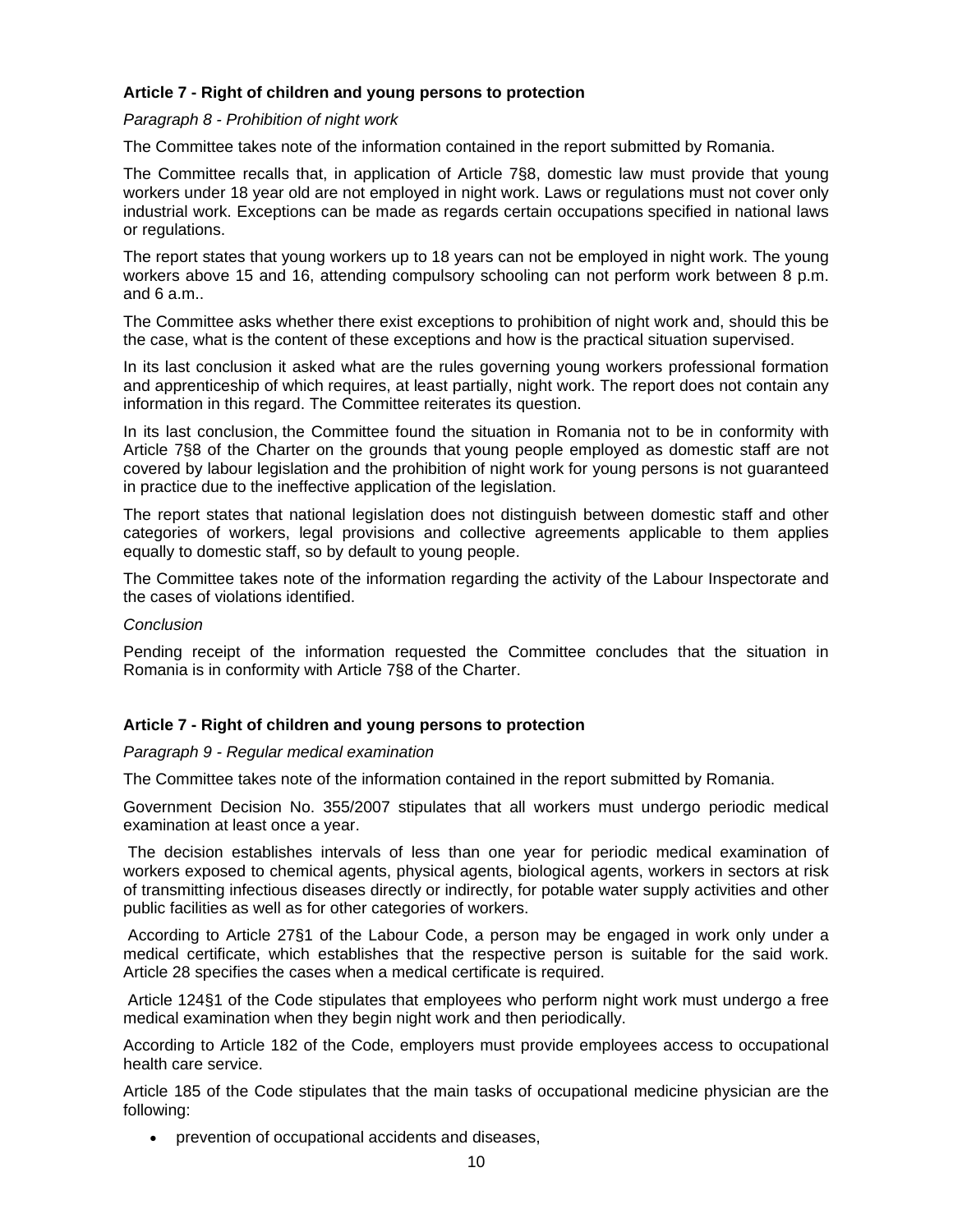### Article 7 - Right of children and young persons to protection

*Paragraph 8 - Prohibition of night work*

The Committee takes note of the information contained in the report submitted by Romania.

The Committee recalls that, in application of Article 7§8, domestic law must provide that young workers under 18 year old are not employed in night work. Laws or regulations must not cover only industrial work. Exceptions can be made as regards certain occupations specified in national laws or regulations.

The report states that young workers up to 18 years can not be employed in night work. The young workers above 15 and 16, attending compulsory schooling can not perform work between 8 p.m. and 6 a.m..

The Committee asks whether there exist exceptions to prohibition of night work and, should this be the case, what is the content of these exceptions and how is the practical situation supervised.

In its last conclusion it asked what are the rules governing young workers professional formation and apprenticeship of which requires, at least partially, night work. The report does not contain any information in this regard. The Committee reiterates its question.

In its last conclusion, the Committee found the situation in Romania not to be in conformity with Article 7§8 of the Charter on the grounds that young people employed as domestic staff are not covered by labour legislation and the prohibition of night work for young persons is not guaranteed in practice due to the ineffective application of the legislation.

The report states that national legislation does not distinguish between domestic staff and other categories of workers, legal provisions and collective agreements applicable to them applies equally to domestic staff, so by default to young people.

The Committee takes note of the information regarding the activity of the Labour Inspectorate and the cases of violations identified.

*Conclusion*

Pending receipt of the information requested the Committee concludes that the situation in Romania is in conformity with Article 7§8 of the Charter.

### Article 7 - Right of children and young persons to protection

*Paragraph 9 - Regular medical examination*

The Committee takes note of the information contained in the report submitted by Romania.

Government Decision No. 355/2007 stipulates that all workers must undergo periodic medical examination at least once a year.

The decision establishes intervals of less than one year for periodic medical examination of workers exposed to chemical agents, physical agents, biological agents, workers in sectors at risk of transmitting infectious diseases directly or indirectly, for potable water supply activities and other public facilities as well as for other categories of workers.

According to Article 27§1 of the Labour Code, a person may be engaged in work only under a medical certificate, which establishes that the respective person is suitable for the said work. Article 28 specifies the cases when a medical certificate is required.

Article 124§1 of the Code stipulates that employees who perform night work must undergo a free medical examination when they begin night work and then periodically.

According to Article 182 of the Code, employers must provide employees access to occupational health care service.

Article 185 of the Code stipulates that the main tasks of occupational medicine physician are the following:

- prevention of occupational accidents and diseases,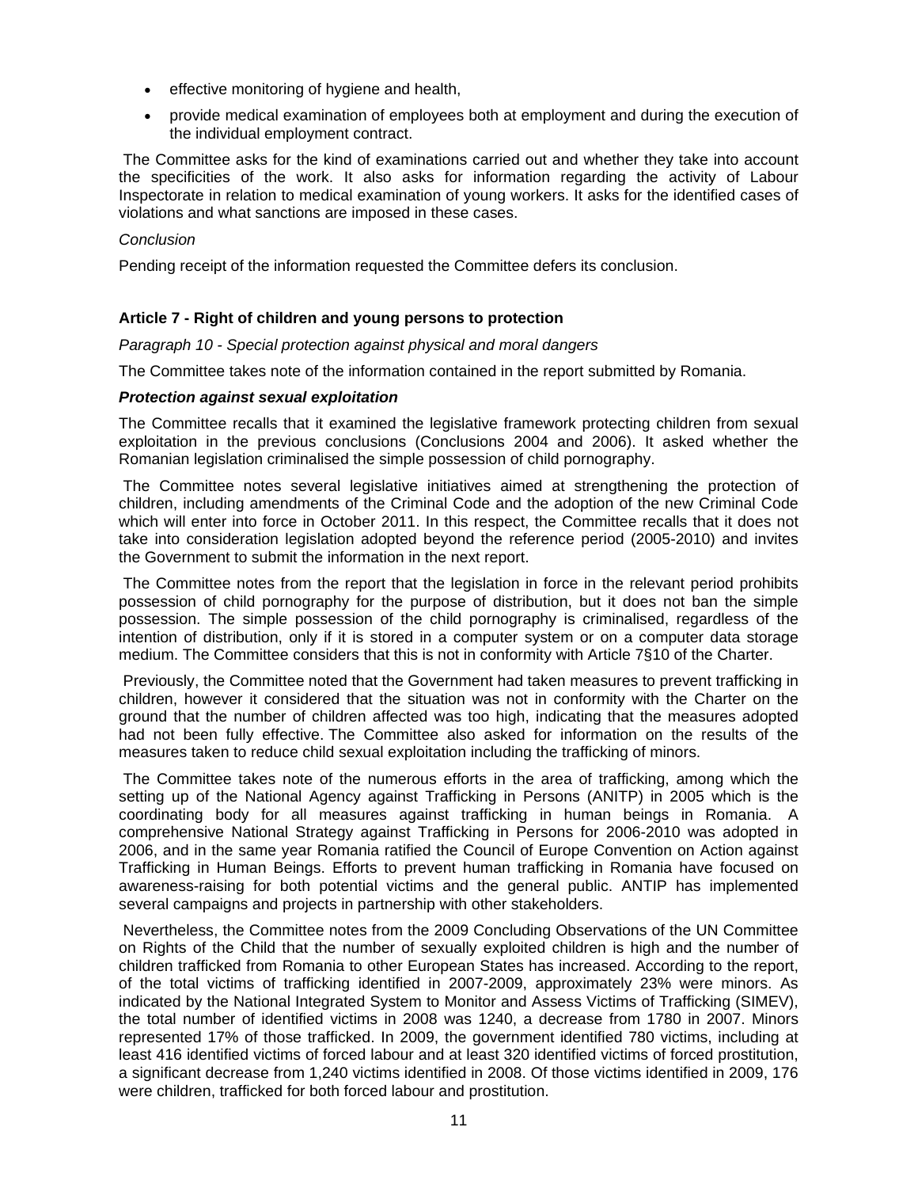- effective monitoring of hygiene and health,
- provide medical examination of employees both at employment and during the execution of the individual employment contract.

The Committee asks for the kind of examinations carried out and whether they take into account the specificities of the work. It also asks for information regarding the activity of Labour Inspectorate in relation to medical examination of young workers. It asks for the identified cases of violations and what sanctions are imposed in these cases.

*Conclusion*

Pending receipt of the information requested the Committee defers its conclusion.

**Article 7 - Right of children and young persons to protection**

*Paragraph 10 - Special protection against physical and moral dangers*

The Committee takes note of the information contained in the report submitted by Romania.

***Protection against sexual exploitation***

The Committee recalls that it examined the legislative framework protecting children from sexual exploitation in the previous conclusions (Conclusions 2004 and 2006). It asked whether the Romanian legislation criminalised the simple possession of child pornography.

The Committee notes several legislative initiatives aimed at strengthening the protection of children, including amendments of the Criminal Code and the adoption of the new Criminal Code which will enter into force in October 2011. In this respect, the Committee recalls that it does not take into consideration legislation adopted beyond the reference period (2005-2010) and invites the Government to submit the information in the next report.

The Committee notes from the report that the legislation in force in the relevant period prohibits possession of child pornography for the purpose of distribution, but it does not ban the simple possession. The simple possession of the child pornography is criminalised, regardless of the intention of distribution, only if it is stored in a computer system or on a computer data storage medium. The Committee considers that this is not in conformity with Article 7§10 of the Charter.

Previously, the Committee noted that the Government had taken measures to prevent trafficking in children, however it considered that the situation was not in conformity with the Charter on the ground that the number of children affected was too high, indicating that the measures adopted had not been fully effective. The Committee also asked for information on the results of the measures taken to reduce child sexual exploitation including the trafficking of minors.

The Committee takes note of the numerous efforts in the area of trafficking, among which the setting up of the National Agency against Trafficking in Persons (ANITP) in 2005 which is the coordinating body for all measures against trafficking in human beings in Romania. A comprehensive National Strategy against Trafficking in Persons for 2006-2010 was adopted in 2006, and in the same year Romania ratified the Council of Europe Convention on Action against Trafficking in Human Beings. Efforts to prevent human trafficking in Romania have focused on awareness-raising for both potential victims and the general public. ANTIP has implemented several campaigns and projects in partnership with other stakeholders.

Nevertheless, the Committee notes from the 2009 Concluding Observations of the UN Committee on Rights of the Child that the number of sexually exploited children is high and the number of children trafficked from Romania to other European States has increased. According to the report, of the total victims of trafficking identified in 2007-2009, approximately 23% were minors. As indicated by the National Integrated System to Monitor and Assess Victims of Trafficking (SIMEV), the total number of identified victims in 2008 was 1240, a decrease from 1780 in 2007. Minors represented 17% of those trafficked. In 2009, the government identified 780 victims, including at least 416 identified victims of forced labour and at least 320 identified victims of forced prostitution, a significant decrease from 1,240 victims identified in 2008. Of those victims identified in 2009, 176 were children, trafficked for both forced labour and prostitution.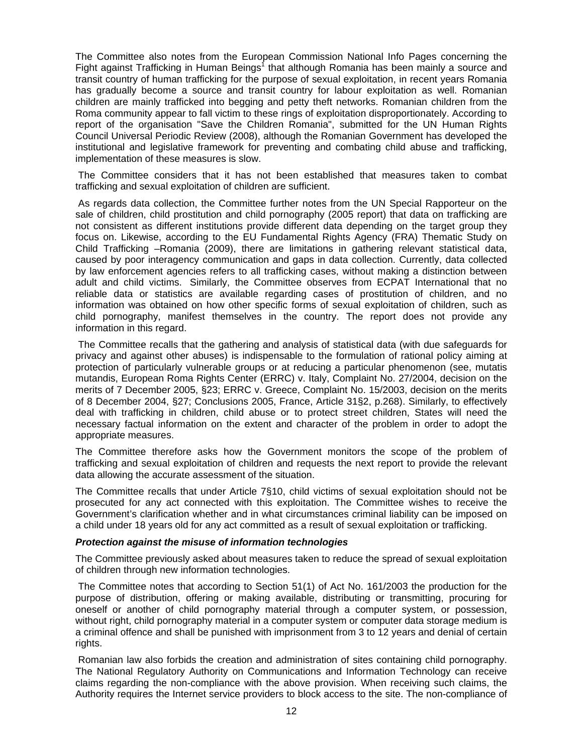The Committee also notes from the European Commission National Info Pages concerning the Fight against Trafficking in Human Beings[1] that although Romania has been mainly a source and transit country of human trafficking for the purpose of sexual exploitation, in recent years Romania has gradually become a source and transit country for labour exploitation as well. Romanian children are mainly trafficked into begging and petty theft networks. Romanian children from the Roma community appear to fall victim to these rings of exploitation disproportionately. According to report of the organisation "Save the Children Romania", submitted for the UN Human Rights Council Universal Periodic Review (2008), although the Romanian Government has developed the institutional and legislative framework for preventing and combating child abuse and trafficking, implementation of these measures is slow.

The Committee considers that it has not been established that measures taken to combat trafficking and sexual exploitation of children are sufficient.

As regards data collection, the Committee further notes from the UN Special Rapporteur on the sale of children, child prostitution and child pornography (2005 report) that data on trafficking are not consistent as different institutions provide different data depending on the target group they focus on. Likewise, according to the EU Fundamental Rights Agency (FRA) Thematic Study on Child Trafficking –Romania (2009), there are limitations in gathering relevant statistical data, caused by poor interagency communication and gaps in data collection. Currently, data collected by law enforcement agencies refers to all trafficking cases, without making a distinction between adult and child victims. Similarly, the Committee observes from ECPAT International that no reliable data or statistics are available regarding cases of prostitution of children, and no information was obtained on how other specific forms of sexual exploitation of children, such as child pornography, manifest themselves in the country. The report does not provide any information in this regard.

The Committee recalls that the gathering and analysis of statistical data (with due safeguards for privacy and against other abuses) is indispensable to the formulation of rational policy aiming at protection of particularly vulnerable groups or at reducing a particular phenomenon (see, mutatis mutandis, European Roma Rights Center (ERRC) v. Italy, Complaint No. 27/2004, decision on the merits of 7 December 2005, §23; ERRC v. Greece, Complaint No. 15/2003, decision on the merits of 8 December 2004, §27; Conclusions 2005, France, Article 31§2, p.268). Similarly, to effectively deal with trafficking in children, child abuse or to protect street children, States will need the necessary factual information on the extent and character of the problem in order to adopt the appropriate measures.

The Committee therefore asks how the Government monitors the scope of the problem of trafficking and sexual exploitation of children and requests the next report to provide the relevant data allowing the accurate assessment of the situation.

The Committee recalls that under Article 7§10, child victims of sexual exploitation should not be prosecuted for any act connected with this exploitation. The Committee wishes to receive the Government's clarification whether and in what circumstances criminal liability can be imposed on a child under 18 years old for any act committed as a result of sexual exploitation or trafficking.

***Protection against the misuse of information technologies***

The Committee previously asked about measures taken to reduce the spread of sexual exploitation of children through new information technologies.

The Committee notes that according to Section 51(1) of Act No. 161/2003 the production for the purpose of distribution, offering or making available, distributing or transmitting, procuring for oneself or another of child pornography material through a computer system, or possession, without right, child pornography material in a computer system or computer data storage medium is a criminal offence and shall be punished with imprisonment from 3 to 12 years and denial of certain rights.

Romanian law also forbids the creation and administration of sites containing child pornography. The National Regulatory Authority on Communications and Information Technology can receive claims regarding the non-compliance with the above provision. When receiving such claims, the Authority requires the Internet service providers to block access to the site. The non-compliance of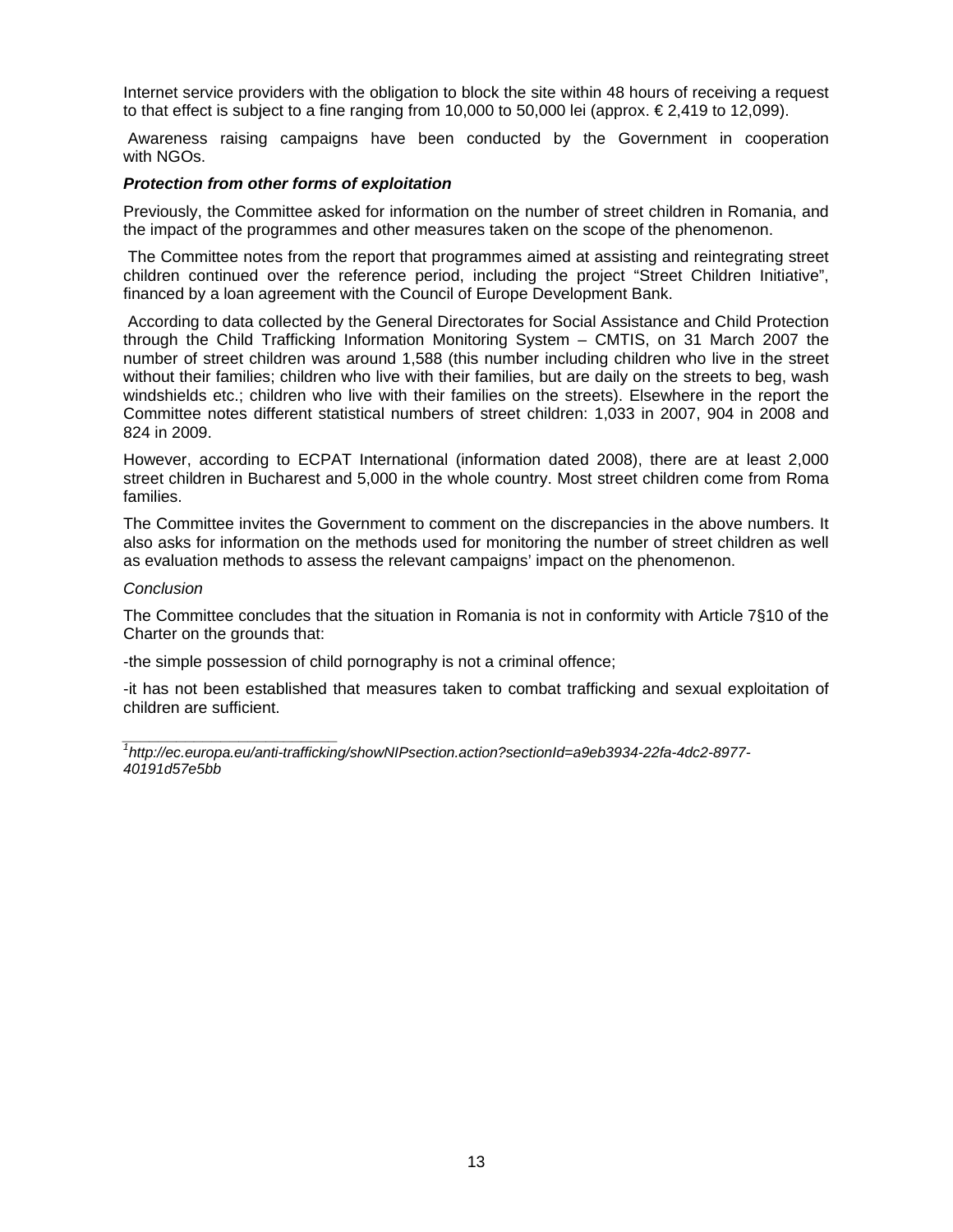Internet service providers with the obligation to block the site within 48 hours of receiving a request to that effect is subject to a fine ranging from 10,000 to 50,000 lei (approx. € 2,419 to 12,099).

Awareness raising campaigns have been conducted by the Government in cooperation with NGOs.

***Protection from other forms of exploitation***

Previously, the Committee asked for information on the number of street children in Romania, and the impact of the programmes and other measures taken on the scope of the phenomenon.

The Committee notes from the report that programmes aimed at assisting and reintegrating street children continued over the reference period, including the project "Street Children Initiative", financed by a loan agreement with the Council of Europe Development Bank.

According to data collected by the General Directorates for Social Assistance and Child Protection through the Child Trafficking Information Monitoring System – CMTIS, on 31 March 2007 the number of street children was around 1,588 (this number including children who live in the street without their families; children who live with their families, but are daily on the streets to beg, wash windshields etc.; children who live with their families on the streets). Elsewhere in the report the Committee notes different statistical numbers of street children: 1,033 in 2007, 904 in 2008 and 824 in 2009.

However, according to ECPAT International (information dated 2008), there are at least 2,000 street children in Bucharest and 5,000 in the whole country. Most street children come from Roma families.

The Committee invites the Government to comment on the discrepancies in the above numbers. It also asks for information on the methods used for monitoring the number of street children as well as evaluation methods to assess the relevant campaigns' impact on the phenomenon.

*Conclusion*

The Committee concludes that the situation in Romania is not in conformity with Article 7§10 of the Charter on the grounds that:

-the simple possession of child pornography is not a criminal offence;

-it has not been established that measures taken to combat trafficking and sexual exploitation of children are sufficient.

---

[1] *http://ec.europa.eu/anti-trafficking/showNIPsection.action?sectionId=a9eb3934-22fa-4dc2-8977-40191d57e5bb*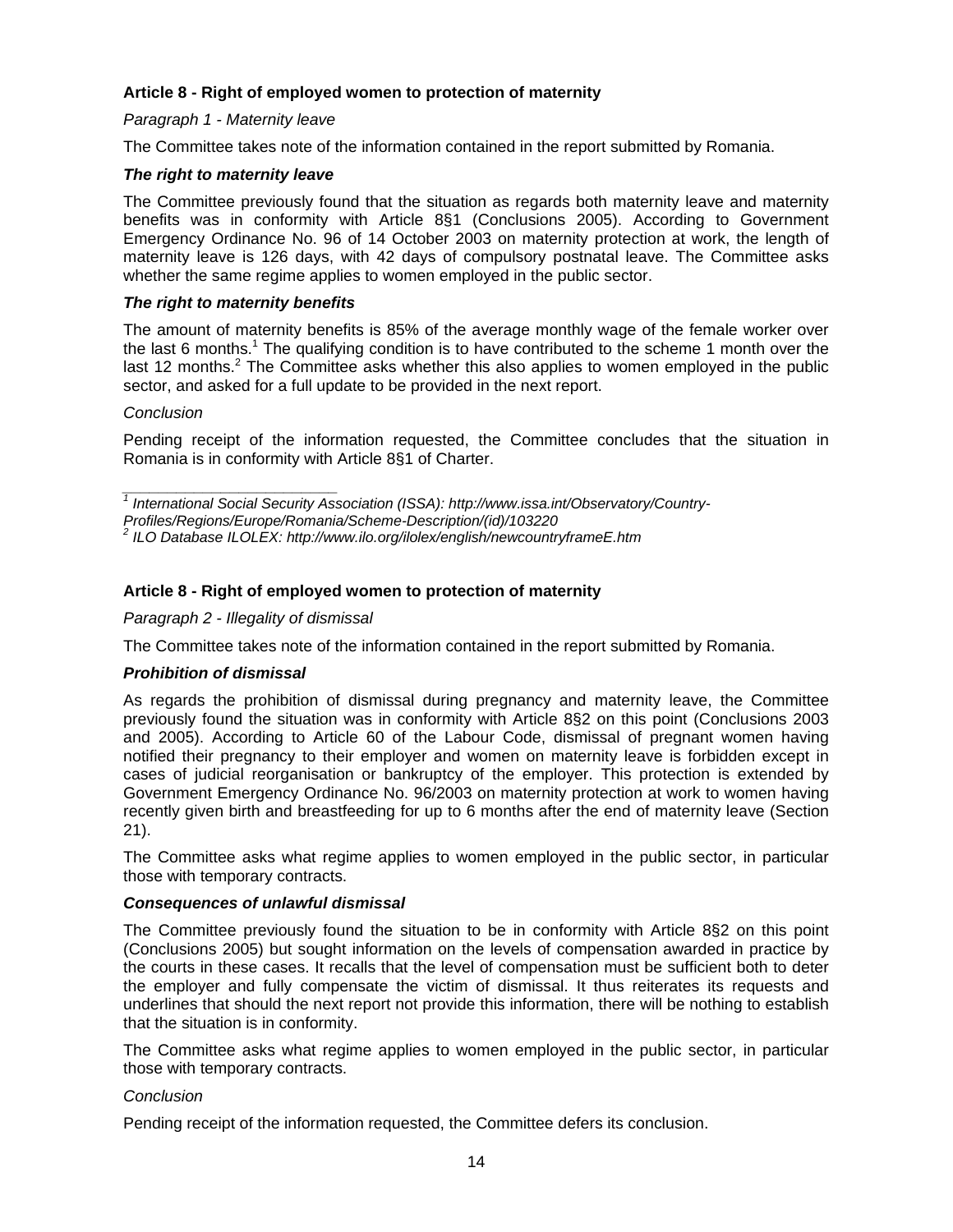### Article 8 - Right of employed women to protection of maternity

*Paragraph 1 - Maternity leave*

The Committee takes note of the information contained in the report submitted by Romania.

***The right to maternity leave***

The Committee previously found that the situation as regards both maternity leave and maternity benefits was in conformity with Article 8§1 (Conclusions 2005). According to Government Emergency Ordinance No. 96 of 14 October 2003 on maternity protection at work, the length of maternity leave is 126 days, with 42 days of compulsory postnatal leave. The Committee asks whether the same regime applies to women employed in the public sector.

***The right to maternity benefits***

The amount of maternity benefits is 85% of the average monthly wage of the female worker over the last 6 months.[1] The qualifying condition is to have contributed to the scheme 1 month over the last 12 months.[2] The Committee asks whether this also applies to women employed in the public sector, and asked for a full update to be provided in the next report.

*Conclusion*

Pending receipt of the information requested, the Committee concludes that the situation in Romania is in conformity with Article 8§1 of Charter.

[1] *International Social Security Association (ISSA): http://www.issa.int/Observatory/Country-Profiles/Regions/Europe/Romania/Scheme-Description/(id)/103220*
[2] *ILO Database ILOLEX: http://www.ilo.org/ilolex/english/newcountryframeE.htm*

### Article 8 - Right of employed women to protection of maternity

*Paragraph 2 - Illegality of dismissal*

The Committee takes note of the information contained in the report submitted by Romania.

***Prohibition of dismissal***

As regards the prohibition of dismissal during pregnancy and maternity leave, the Committee previously found the situation was in conformity with Article 8§2 on this point (Conclusions 2003 and 2005). According to Article 60 of the Labour Code, dismissal of pregnant women having notified their pregnancy to their employer and women on maternity leave is forbidden except in cases of judicial reorganisation or bankruptcy of the employer. This protection is extended by Government Emergency Ordinance No. 96/2003 on maternity protection at work to women having recently given birth and breastfeeding for up to 6 months after the end of maternity leave (Section 21).

The Committee asks what regime applies to women employed in the public sector, in particular those with temporary contracts.

***Consequences of unlawful dismissal***

The Committee previously found the situation to be in conformity with Article 8§2 on this point (Conclusions 2005) but sought information on the levels of compensation awarded in practice by the courts in these cases. It recalls that the level of compensation must be sufficient both to deter the employer and fully compensate the victim of dismissal. It thus reiterates its requests and underlines that should the next report not provide this information, there will be nothing to establish that the situation is in conformity.

The Committee asks what regime applies to women employed in the public sector, in particular those with temporary contracts.

*Conclusion*

Pending receipt of the information requested, the Committee defers its conclusion.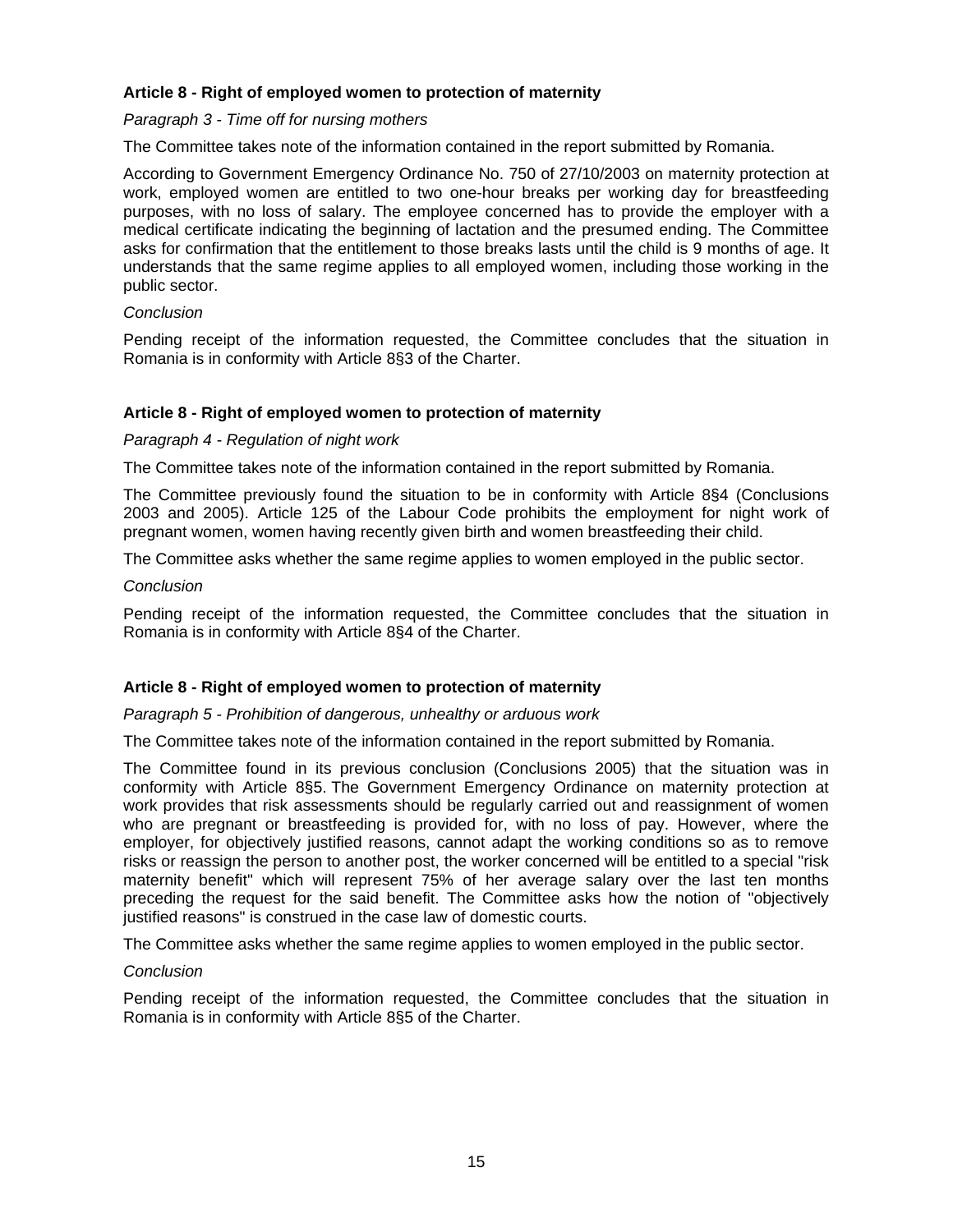### Article 8 - Right of employed women to protection of maternity

*Paragraph 3 - Time off for nursing mothers*

The Committee takes note of the information contained in the report submitted by Romania.

According to Government Emergency Ordinance No. 750 of 27/10/2003 on maternity protection at work, employed women are entitled to two one-hour breaks per working day for breastfeeding purposes, with no loss of salary. The employee concerned has to provide the employer with a medical certificate indicating the beginning of lactation and the presumed ending. The Committee asks for confirmation that the entitlement to those breaks lasts until the child is 9 months of age. It understands that the same regime applies to all employed women, including those working in the public sector.

*Conclusion*

Pending receipt of the information requested, the Committee concludes that the situation in Romania is in conformity with Article 8§3 of the Charter.

### Article 8 - Right of employed women to protection of maternity

*Paragraph 4 - Regulation of night work*

The Committee takes note of the information contained in the report submitted by Romania.

The Committee previously found the situation to be in conformity with Article 8§4 (Conclusions 2003 and 2005). Article 125 of the Labour Code prohibits the employment for night work of pregnant women, women having recently given birth and women breastfeeding their child.

The Committee asks whether the same regime applies to women employed in the public sector.

*Conclusion*

Pending receipt of the information requested, the Committee concludes that the situation in Romania is in conformity with Article 8§4 of the Charter.

### Article 8 - Right of employed women to protection of maternity

*Paragraph 5 - Prohibition of dangerous, unhealthy or arduous work*

The Committee takes note of the information contained in the report submitted by Romania.

The Committee found in its previous conclusion (Conclusions 2005) that the situation was in conformity with Article 8§5. The Government Emergency Ordinance on maternity protection at work provides that risk assessments should be regularly carried out and reassignment of women who are pregnant or breastfeeding is provided for, with no loss of pay. However, where the employer, for objectively justified reasons, cannot adapt the working conditions so as to remove risks or reassign the person to another post, the worker concerned will be entitled to a special "risk maternity benefit" which will represent 75% of her average salary over the last ten months preceding the request for the said benefit. The Committee asks how the notion of "objectively justified reasons" is construed in the case law of domestic courts.

The Committee asks whether the same regime applies to women employed in the public sector.

*Conclusion*

Pending receipt of the information requested, the Committee concludes that the situation in Romania is in conformity with Article 8§5 of the Charter.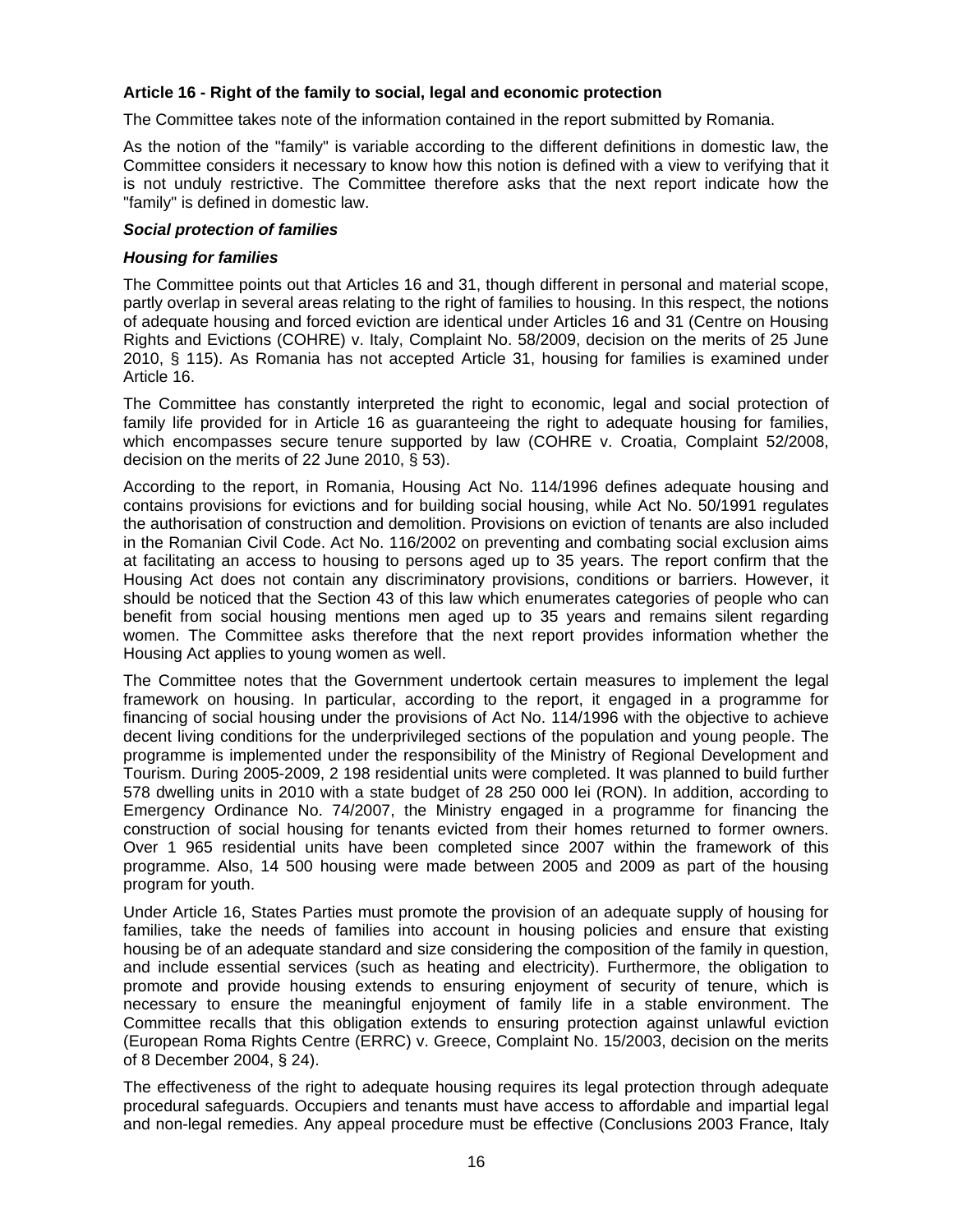**Article 16 - Right of the family to social, legal and economic protection**

The Committee takes note of the information contained in the report submitted by Romania.

As the notion of the "family" is variable according to the different definitions in domestic law, the Committee considers it necessary to know how this notion is defined with a view to verifying that it is not unduly restrictive. The Committee therefore asks that the next report indicate how the "family" is defined in domestic law.

***Social protection of families***

***Housing for families***

The Committee points out that Articles 16 and 31, though different in personal and material scope, partly overlap in several areas relating to the right of families to housing. In this respect, the notions of adequate housing and forced eviction are identical under Articles 16 and 31 (Centre on Housing Rights and Evictions (COHRE) v. Italy, Complaint No. 58/2009, decision on the merits of 25 June 2010, § 115). As Romania has not accepted Article 31, housing for families is examined under Article 16.

The Committee has constantly interpreted the right to economic, legal and social protection of family life provided for in Article 16 as guaranteeing the right to adequate housing for families, which encompasses secure tenure supported by law (COHRE v. Croatia, Complaint 52/2008, decision on the merits of 22 June 2010, § 53).

According to the report, in Romania, Housing Act No. 114/1996 defines adequate housing and contains provisions for evictions and for building social housing, while Act No. 50/1991 regulates the authorisation of construction and demolition. Provisions on eviction of tenants are also included in the Romanian Civil Code. Act No. 116/2002 on preventing and combating social exclusion aims at facilitating an access to housing to persons aged up to 35 years. The report confirm that the Housing Act does not contain any discriminatory provisions, conditions or barriers. However, it should be noticed that the Section 43 of this law which enumerates categories of people who can benefit from social housing mentions men aged up to 35 years and remains silent regarding women. The Committee asks therefore that the next report provides information whether the Housing Act applies to young women as well.

The Committee notes that the Government undertook certain measures to implement the legal framework on housing. In particular, according to the report, it engaged in a programme for financing of social housing under the provisions of Act No. 114/1996 with the objective to achieve decent living conditions for the underprivileged sections of the population and young people. The programme is implemented under the responsibility of the Ministry of Regional Development and Tourism. During 2005-2009, 2 198 residential units were completed. It was planned to build further 578 dwelling units in 2010 with a state budget of 28 250 000 lei (RON). In addition, according to Emergency Ordinance No. 74/2007, the Ministry engaged in a programme for financing the construction of social housing for tenants evicted from their homes returned to former owners. Over 1 965 residential units have been completed since 2007 within the framework of this programme. Also, 14 500 housing were made between 2005 and 2009 as part of the housing program for youth.

Under Article 16, States Parties must promote the provision of an adequate supply of housing for families, take the needs of families into account in housing policies and ensure that existing housing be of an adequate standard and size considering the composition of the family in question, and include essential services (such as heating and electricity). Furthermore, the obligation to promote and provide housing extends to ensuring enjoyment of security of tenure, which is necessary to ensure the meaningful enjoyment of family life in a stable environment. The Committee recalls that this obligation extends to ensuring protection against unlawful eviction (European Roma Rights Centre (ERRC) v. Greece, Complaint No. 15/2003, decision on the merits of 8 December 2004, § 24).

The effectiveness of the right to adequate housing requires its legal protection through adequate procedural safeguards. Occupiers and tenants must have access to affordable and impartial legal and non-legal remedies. Any appeal procedure must be effective (Conclusions 2003 France, Italy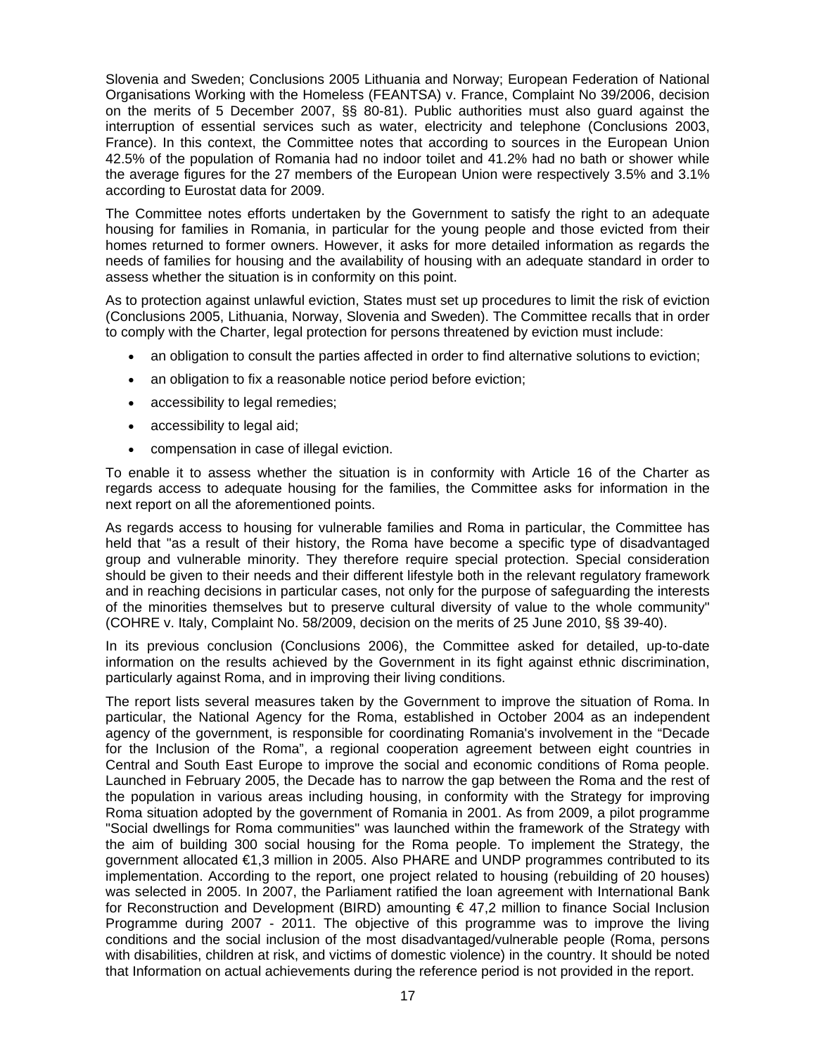Slovenia and Sweden; Conclusions 2005 Lithuania and Norway; European Federation of National Organisations Working with the Homeless (FEANTSA) v. France, Complaint No 39/2006, decision on the merits of 5 December 2007, §§ 80-81). Public authorities must also guard against the interruption of essential services such as water, electricity and telephone (Conclusions 2003, France). In this context, the Committee notes that according to sources in the European Union 42.5% of the population of Romania had no indoor toilet and 41.2% had no bath or shower while the average figures for the 27 members of the European Union were respectively 3.5% and 3.1% according to Eurostat data for 2009.

The Committee notes efforts undertaken by the Government to satisfy the right to an adequate housing for families in Romania, in particular for the young people and those evicted from their homes returned to former owners. However, it asks for more detailed information as regards the needs of families for housing and the availability of housing with an adequate standard in order to assess whether the situation is in conformity on this point.

As to protection against unlawful eviction, States must set up procedures to limit the risk of eviction (Conclusions 2005, Lithuania, Norway, Slovenia and Sweden). The Committee recalls that in order to comply with the Charter, legal protection for persons threatened by eviction must include:

- an obligation to consult the parties affected in order to find alternative solutions to eviction;
- an obligation to fix a reasonable notice period before eviction;
- accessibility to legal remedies;
- accessibility to legal aid;
- compensation in case of illegal eviction.

To enable it to assess whether the situation is in conformity with Article 16 of the Charter as regards access to adequate housing for the families, the Committee asks for information in the next report on all the aforementioned points.

As regards access to housing for vulnerable families and Roma in particular, the Committee has held that "as a result of their history, the Roma have become a specific type of disadvantaged group and vulnerable minority. They therefore require special protection. Special consideration should be given to their needs and their different lifestyle both in the relevant regulatory framework and in reaching decisions in particular cases, not only for the purpose of safeguarding the interests of the minorities themselves but to preserve cultural diversity of value to the whole community" (COHRE v. Italy, Complaint No. 58/2009, decision on the merits of 25 June 2010, §§ 39-40).

In its previous conclusion (Conclusions 2006), the Committee asked for detailed, up-to-date information on the results achieved by the Government in its fight against ethnic discrimination, particularly against Roma, and in improving their living conditions.

The report lists several measures taken by the Government to improve the situation of Roma. In particular, the National Agency for the Roma, established in October 2004 as an independent agency of the government, is responsible for coordinating Romania's involvement in the "Decade for the Inclusion of the Roma", a regional cooperation agreement between eight countries in Central and South East Europe to improve the social and economic conditions of Roma people. Launched in February 2005, the Decade has to narrow the gap between the Roma and the rest of the population in various areas including housing, in conformity with the Strategy for improving Roma situation adopted by the government of Romania in 2001. As from 2009, a pilot programme "Social dwellings for Roma communities" was launched within the framework of the Strategy with the aim of building 300 social housing for the Roma people. To implement the Strategy, the government allocated €1,3 million in 2005. Also PHARE and UNDP programmes contributed to its implementation. According to the report, one project related to housing (rebuilding of 20 houses) was selected in 2005. In 2007, the Parliament ratified the loan agreement with International Bank for Reconstruction and Development (BIRD) amounting € 47,2 million to finance Social Inclusion Programme during 2007 - 2011. The objective of this programme was to improve the living conditions and the social inclusion of the most disadvantaged/vulnerable people (Roma, persons with disabilities, children at risk, and victims of domestic violence) in the country. It should be noted that Information on actual achievements during the reference period is not provided in the report.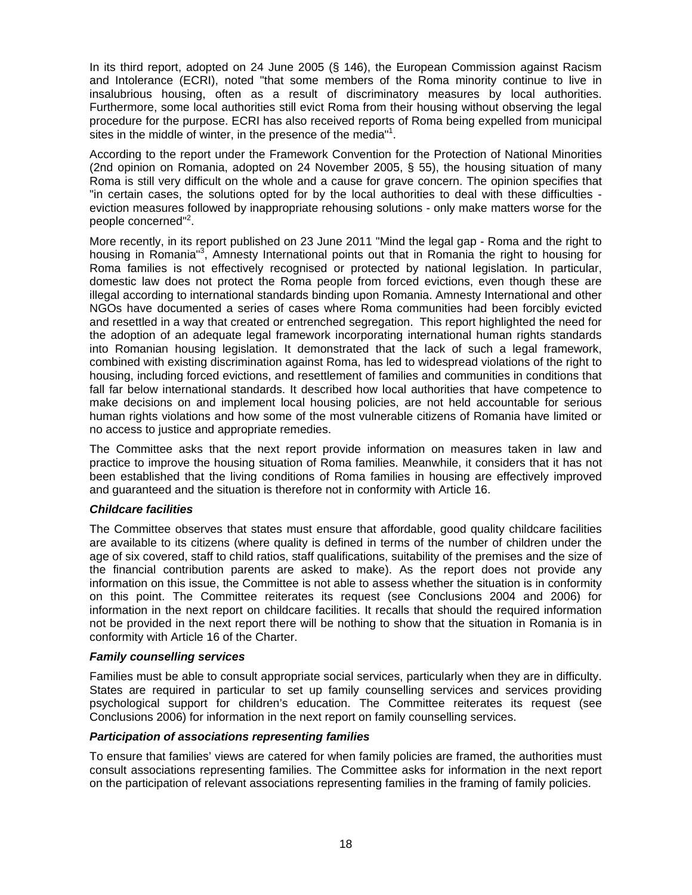In its third report, adopted on 24 June 2005 (§ 146), the European Commission against Racism and Intolerance (ECRI), noted "that some members of the Roma minority continue to live in insalubrious housing, often as a result of discriminatory measures by local authorities. Furthermore, some local authorities still evict Roma from their housing without observing the legal procedure for the purpose. ECRI has also received reports of Roma being expelled from municipal sites in the middle of winter, in the presence of the media"[1].

According to the report under the Framework Convention for the Protection of National Minorities (2nd opinion on Romania, adopted on 24 November 2005, § 55), the housing situation of many Roma is still very difficult on the whole and a cause for grave concern. The opinion specifies that "in certain cases, the solutions opted for by the local authorities to deal with these difficulties - eviction measures followed by inappropriate rehousing solutions - only make matters worse for the people concerned"[2].

More recently, in its report published on 23 June 2011 "Mind the legal gap - Roma and the right to housing in Romania"[3], Amnesty International points out that in Romania the right to housing for Roma families is not effectively recognised or protected by national legislation. In particular, domestic law does not protect the Roma people from forced evictions, even though these are illegal according to international standards binding upon Romania. Amnesty International and other NGOs have documented a series of cases where Roma communities had been forcibly evicted and resettled in a way that created or entrenched segregation. This report highlighted the need for the adoption of an adequate legal framework incorporating international human rights standards into Romanian housing legislation. It demonstrated that the lack of such a legal framework, combined with existing discrimination against Roma, has led to widespread violations of the right to housing, including forced evictions, and resettlement of families and communities in conditions that fall far below international standards. It described how local authorities that have competence to make decisions on and implement local housing policies, are not held accountable for serious human rights violations and how some of the most vulnerable citizens of Romania have limited or no access to justice and appropriate remedies.

The Committee asks that the next report provide information on measures taken in law and practice to improve the housing situation of Roma families. Meanwhile, it considers that it has not been established that the living conditions of Roma families in housing are effectively improved and guaranteed and the situation is therefore not in conformity with Article 16.

***Childcare facilities***

The Committee observes that states must ensure that affordable, good quality childcare facilities are available to its citizens (where quality is defined in terms of the number of children under the age of six covered, staff to child ratios, staff qualifications, suitability of the premises and the size of the financial contribution parents are asked to make). As the report does not provide any information on this issue, the Committee is not able to assess whether the situation is in conformity on this point. The Committee reiterates its request (see Conclusions 2004 and 2006) for information in the next report on childcare facilities. It recalls that should the required information not be provided in the next report there will be nothing to show that the situation in Romania is in conformity with Article 16 of the Charter.

***Family counselling services***

Families must be able to consult appropriate social services, particularly when they are in difficulty. States are required in particular to set up family counselling services and services providing psychological support for children's education. The Committee reiterates its request (see Conclusions 2006) for information in the next report on family counselling services.

***Participation of associations representing families***

To ensure that families' views are catered for when family policies are framed, the authorities must consult associations representing families. The Committee asks for information in the next report on the participation of relevant associations representing families in the framing of family policies.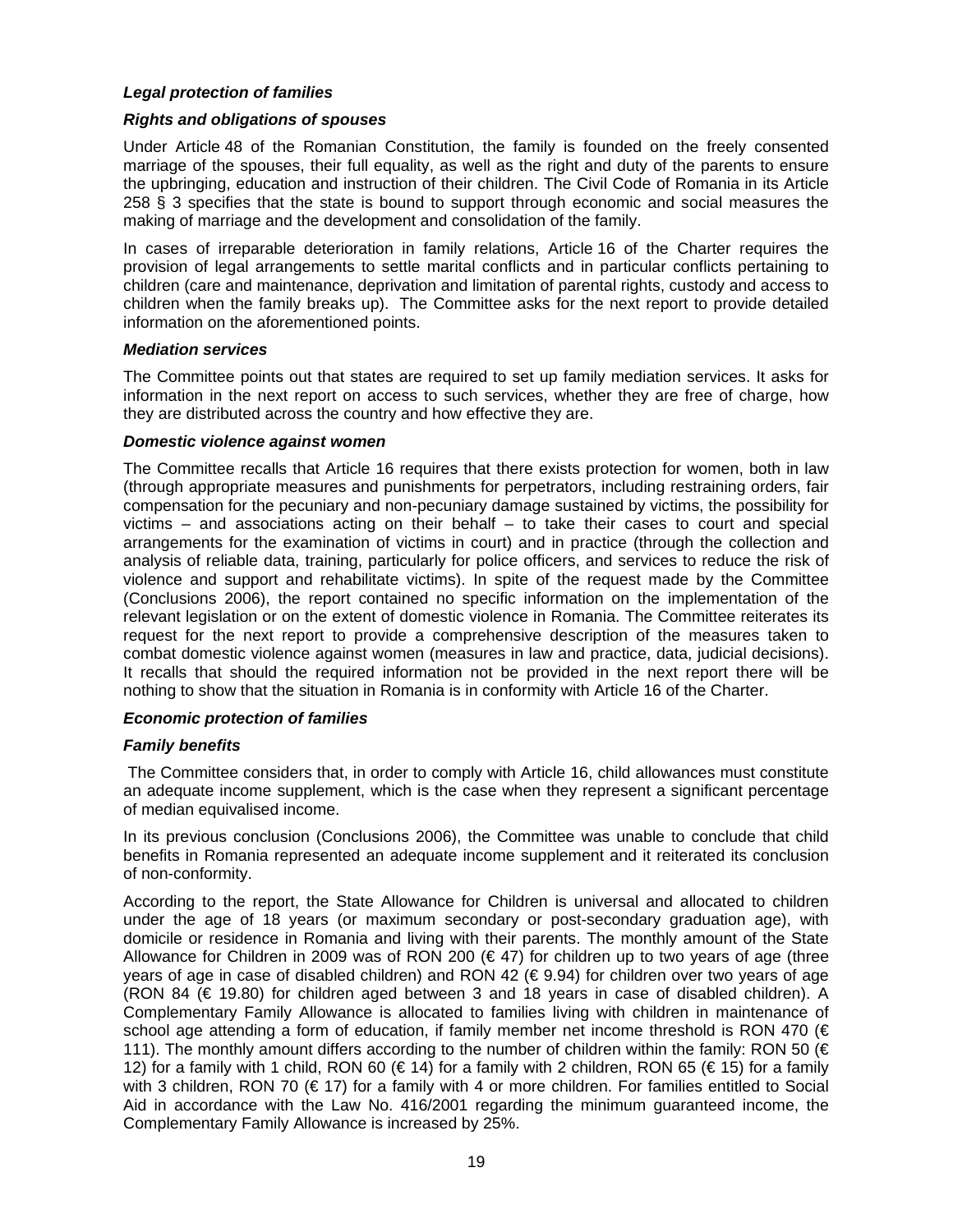***Legal protection of families***

***Rights and obligations of spouses***

Under Article 48 of the Romanian Constitution, the family is founded on the freely consented marriage of the spouses, their full equality, as well as the right and duty of the parents to ensure the upbringing, education and instruction of their children. The Civil Code of Romania in its Article 258 § 3 specifies that the state is bound to support through economic and social measures the making of marriage and the development and consolidation of the family.

In cases of irreparable deterioration in family relations, Article 16 of the Charter requires the provision of legal arrangements to settle marital conflicts and in particular conflicts pertaining to children (care and maintenance, deprivation and limitation of parental rights, custody and access to children when the family breaks up). The Committee asks for the next report to provide detailed information on the aforementioned points.

***Mediation services***

The Committee points out that states are required to set up family mediation services. It asks for information in the next report on access to such services, whether they are free of charge, how they are distributed across the country and how effective they are.

***Domestic violence against women***

The Committee recalls that Article 16 requires that there exists protection for women, both in law (through appropriate measures and punishments for perpetrators, including restraining orders, fair compensation for the pecuniary and non-pecuniary damage sustained by victims, the possibility for victims – and associations acting on their behalf – to take their cases to court and special arrangements for the examination of victims in court) and in practice (through the collection and analysis of reliable data, training, particularly for police officers, and services to reduce the risk of violence and support and rehabilitate victims). In spite of the request made by the Committee (Conclusions 2006), the report contained no specific information on the implementation of the relevant legislation or on the extent of domestic violence in Romania. The Committee reiterates its request for the next report to provide a comprehensive description of the measures taken to combat domestic violence against women (measures in law and practice, data, judicial decisions). It recalls that should the required information not be provided in the next report there will be nothing to show that the situation in Romania is in conformity with Article 16 of the Charter.

***Economic protection of families***

***Family benefits***

The Committee considers that, in order to comply with Article 16, child allowances must constitute an adequate income supplement, which is the case when they represent a significant percentage of median equivalised income.

In its previous conclusion (Conclusions 2006), the Committee was unable to conclude that child benefits in Romania represented an adequate income supplement and it reiterated its conclusion of non-conformity.

According to the report, the State Allowance for Children is universal and allocated to children under the age of 18 years (or maximum secondary or post-secondary graduation age), with domicile or residence in Romania and living with their parents. The monthly amount of the State Allowance for Children in 2009 was of RON 200 (€ 47) for children up to two years of age (three years of age in case of disabled children) and RON 42 (€ 9.94) for children over two years of age (RON 84 (€ 19.80) for children aged between 3 and 18 years in case of disabled children). A Complementary Family Allowance is allocated to families living with children in maintenance of school age attending a form of education, if family member net income threshold is RON 470 (€ 111). The monthly amount differs according to the number of children within the family: RON 50 (€ 12) for a family with 1 child, RON 60 (€ 14) for a family with 2 children, RON 65 (€ 15) for a family with 3 children, RON 70 (€ 17) for a family with 4 or more children. For families entitled to Social Aid in accordance with the Law No. 416/2001 regarding the minimum guaranteed income, the Complementary Family Allowance is increased by 25%.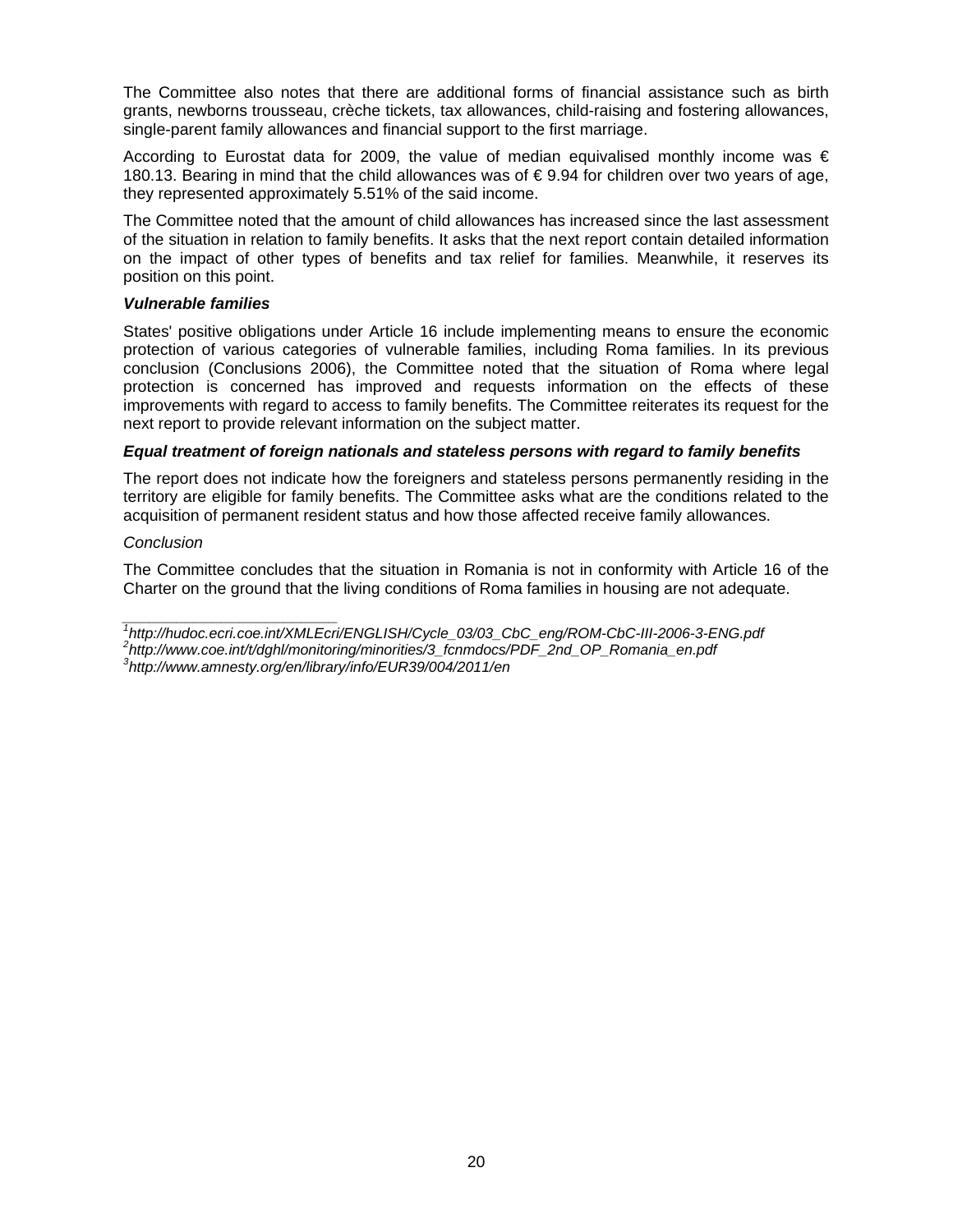The Committee also notes that there are additional forms of financial assistance such as birth grants, newborns trousseau, crèche tickets, tax allowances, child-raising and fostering allowances, single-parent family allowances and financial support to the first marriage.

According to Eurostat data for 2009, the value of median equivalised monthly income was € 180.13. Bearing in mind that the child allowances was of € 9.94 for children over two years of age, they represented approximately 5.51% of the said income.

The Committee noted that the amount of child allowances has increased since the last assessment of the situation in relation to family benefits. It asks that the next report contain detailed information on the impact of other types of benefits and tax relief for families. Meanwhile, it reserves its position on this point.

***Vulnerable families***

States' positive obligations under Article 16 include implementing means to ensure the economic protection of various categories of vulnerable families, including Roma families. In its previous conclusion (Conclusions 2006), the Committee noted that the situation of Roma where legal protection is concerned has improved and requests information on the effects of these improvements with regard to access to family benefits. The Committee reiterates its request for the next report to provide relevant information on the subject matter.

***Equal treatment of foreign nationals and stateless persons with regard to family benefits***

The report does not indicate how the foreigners and stateless persons permanently residing in the territory are eligible for family benefits. The Committee asks what are the conditions related to the acquisition of permanent resident status and how those affected receive family allowances.

*Conclusion*

The Committee concludes that the situation in Romania is not in conformity with Article 16 of the Charter on the ground that the living conditions of Roma families in housing are not adequate.

---

[1] *http://hudoc.ecri.coe.int/XMLEcri/ENGLISH/Cycle_03/03_CbC_eng/ROM-CbC-III-2006-3-ENG.pdf*
[2] *http://www.coe.int/t/dghl/monitoring/minorities/3_fcnmdocs/PDF_2nd_OP_Romania_en.pdf*
[3] *http://www.amnesty.org/en/library/info/EUR39/004/2011/en*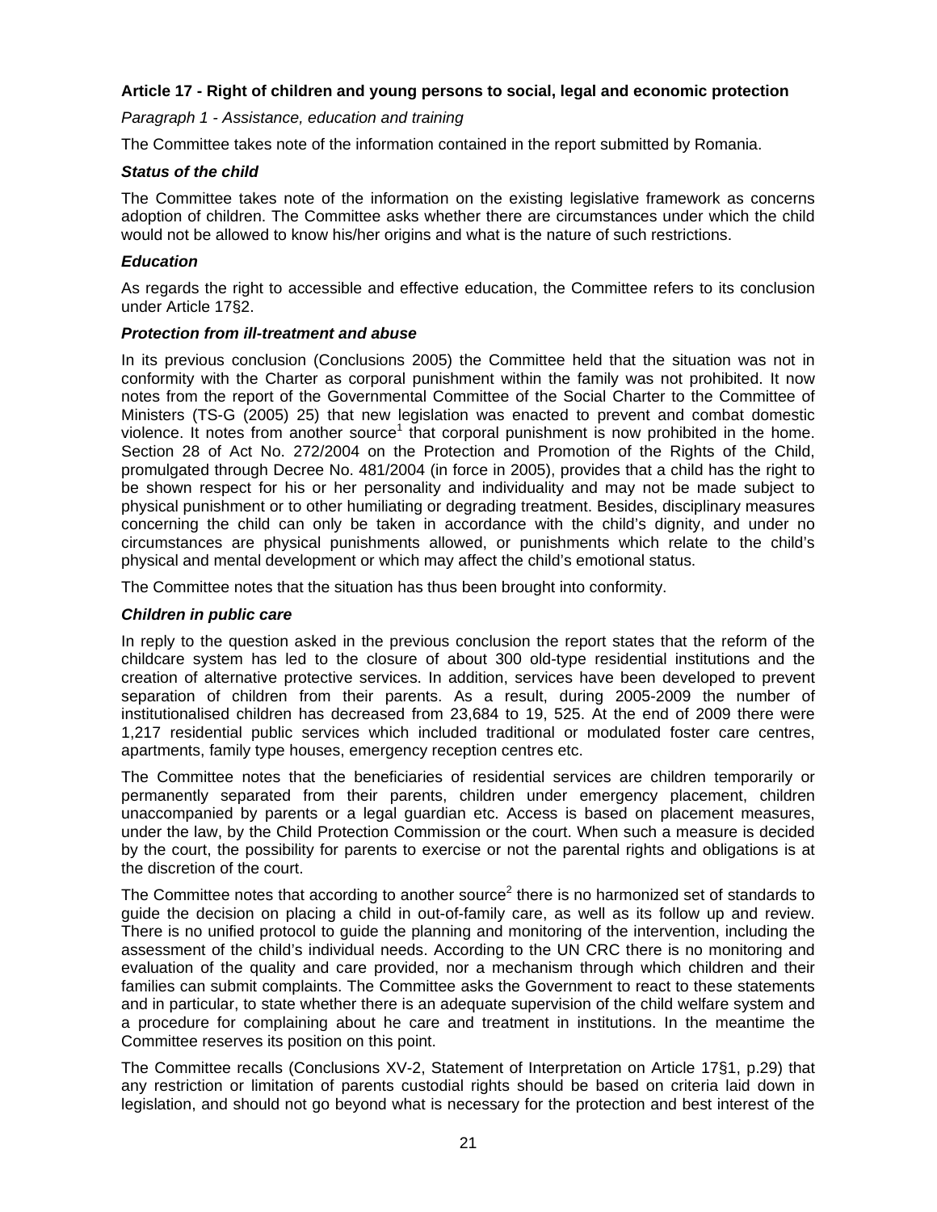### Article 17 - Right of children and young persons to social, legal and economic protection

*Paragraph 1 - Assistance, education and training*

The Committee takes note of the information contained in the report submitted by Romania.

***Status of the child***

The Committee takes note of the information on the existing legislative framework as concerns adoption of children. The Committee asks whether there are circumstances under which the child would not be allowed to know his/her origins and what is the nature of such restrictions.

***Education***

As regards the right to accessible and effective education, the Committee refers to its conclusion under Article 17§2.

***Protection from ill-treatment and abuse***

In its previous conclusion (Conclusions 2005) the Committee held that the situation was not in conformity with the Charter as corporal punishment within the family was not prohibited. It now notes from the report of the Governmental Committee of the Social Charter to the Committee of Ministers (TS-G (2005) 25) that new legislation was enacted to prevent and combat domestic violence. It notes from another source[1] that corporal punishment is now prohibited in the home. Section 28 of Act No. 272/2004 on the Protection and Promotion of the Rights of the Child, promulgated through Decree No. 481/2004 (in force in 2005), provides that a child has the right to be shown respect for his or her personality and individuality and may not be made subject to physical punishment or to other humiliating or degrading treatment. Besides, disciplinary measures concerning the child can only be taken in accordance with the child's dignity, and under no circumstances are physical punishments allowed, or punishments which relate to the child's physical and mental development or which may affect the child's emotional status.

The Committee notes that the situation has thus been brought into conformity.

***Children in public care***

In reply to the question asked in the previous conclusion the report states that the reform of the childcare system has led to the closure of about 300 old-type residential institutions and the creation of alternative protective services. In addition, services have been developed to prevent separation of children from their parents. As a result, during 2005-2009 the number of institutionalised children has decreased from 23,684 to 19, 525. At the end of 2009 there were 1,217 residential public services which included traditional or modulated foster care centres, apartments, family type houses, emergency reception centres etc.

The Committee notes that the beneficiaries of residential services are children temporarily or permanently separated from their parents, children under emergency placement, children unaccompanied by parents or a legal guardian etc. Access is based on placement measures, under the law, by the Child Protection Commission or the court. When such a measure is decided by the court, the possibility for parents to exercise or not the parental rights and obligations is at the discretion of the court.

The Committee notes that according to another source[2] there is no harmonized set of standards to guide the decision on placing a child in out-of-family care, as well as its follow up and review. There is no unified protocol to guide the planning and monitoring of the intervention, including the assessment of the child's individual needs. According to the UN CRC there is no monitoring and evaluation of the quality and care provided, nor a mechanism through which children and their families can submit complaints. The Committee asks the Government to react to these statements and in particular, to state whether there is an adequate supervision of the child welfare system and a procedure for complaining about he care and treatment in institutions. In the meantime the Committee reserves its position on this point.

The Committee recalls (Conclusions XV-2, Statement of Interpretation on Article 17§1, p.29) that any restriction or limitation of parents custodial rights should be based on criteria laid down in legislation, and should not go beyond what is necessary for the protection and best interest of the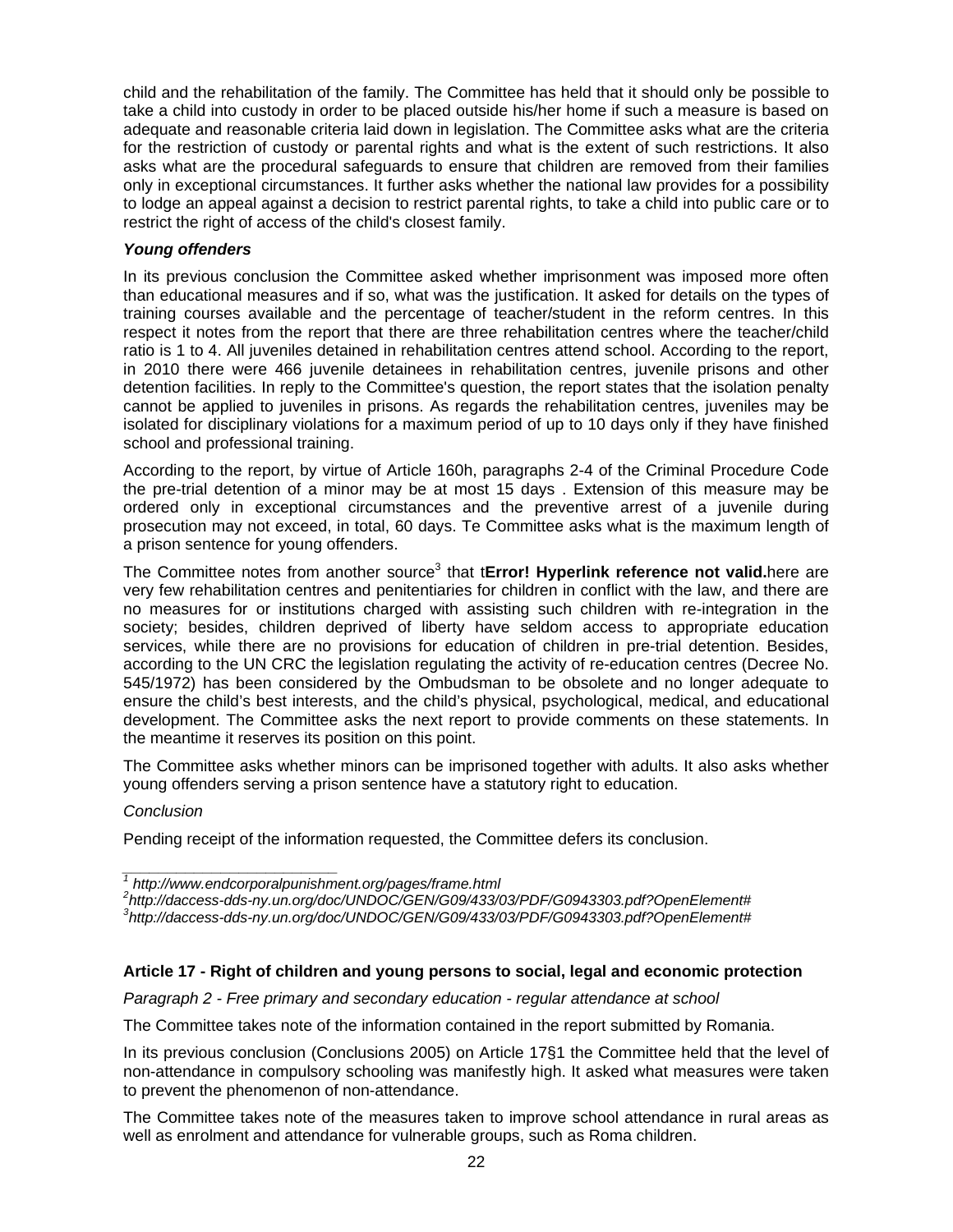child and the rehabilitation of the family. The Committee has held that it should only be possible to take a child into custody in order to be placed outside his/her home if such a measure is based on adequate and reasonable criteria laid down in legislation. The Committee asks what are the criteria for the restriction of custody or parental rights and what is the extent of such restrictions. It also asks what are the procedural safeguards to ensure that children are removed from their families only in exceptional circumstances. It further asks whether the national law provides for a possibility to lodge an appeal against a decision to restrict parental rights, to take a child into public care or to restrict the right of access of the child's closest family.

***Young offenders***

In its previous conclusion the Committee asked whether imprisonment was imposed more often than educational measures and if so, what was the justification. It asked for details on the types of training courses available and the percentage of teacher/student in the reform centres. In this respect it notes from the report that there are three rehabilitation centres where the teacher/child ratio is 1 to 4. All juveniles detained in rehabilitation centres attend school. According to the report, in 2010 there were 466 juvenile detainees in rehabilitation centres, juvenile prisons and other detention facilities. In reply to the Committee's question, the report states that the isolation penalty cannot be applied to juveniles in prisons. As regards the rehabilitation centres, juveniles may be isolated for disciplinary violations for a maximum period of up to 10 days only if they have finished school and professional training.

According to the report, by virtue of Article 160h, paragraphs 2-4 of the Criminal Procedure Code the pre-trial detention of a minor may be at most 15 days . Extension of this measure may be ordered only in exceptional circumstances and the preventive arrest of a juvenile during prosecution may not exceed, in total, 60 days. Te Committee asks what is the maximum length of a prison sentence for young offenders.

The Committee notes from another source[3] that t**Error! Hyperlink reference not valid.**here are very few rehabilitation centres and penitentiaries for children in conflict with the law, and there are no measures for or institutions charged with assisting such children with re-integration in the society; besides, children deprived of liberty have seldom access to appropriate education services, while there are no provisions for education of children in pre-trial detention. Besides, according to the UN CRC the legislation regulating the activity of re-education centres (Decree No. 545/1972) has been considered by the Ombudsman to be obsolete and no longer adequate to ensure the child's best interests, and the child's physical, psychological, medical, and educational development. The Committee asks the next report to provide comments on these statements. In the meantime it reserves its position on this point.

The Committee asks whether minors can be imprisoned together with adults. It also asks whether young offenders serving a prison sentence have a statutory right to education.

*Conclusion*

Pending receipt of the information requested, the Committee defers its conclusion.

---

[1] *http://www.endcorporalpunishment.org/pages/frame.html*
[2] *http://daccess-dds-ny.un.org/doc/UNDOC/GEN/G09/433/03/PDF/G0943303.pdf?OpenElement#*
[3] *http://daccess-dds-ny.un.org/doc/UNDOC/GEN/G09/433/03/PDF/G0943303.pdf?OpenElement#*

**Article 17 - Right of children and young persons to social, legal and economic protection**

*Paragraph 2 - Free primary and secondary education - regular attendance at school*

The Committee takes note of the information contained in the report submitted by Romania.

In its previous conclusion (Conclusions 2005) on Article 17§1 the Committee held that the level of non-attendance in compulsory schooling was manifestly high. It asked what measures were taken to prevent the phenomenon of non-attendance.

The Committee takes note of the measures taken to improve school attendance in rural areas as well as enrolment and attendance for vulnerable groups, such as Roma children.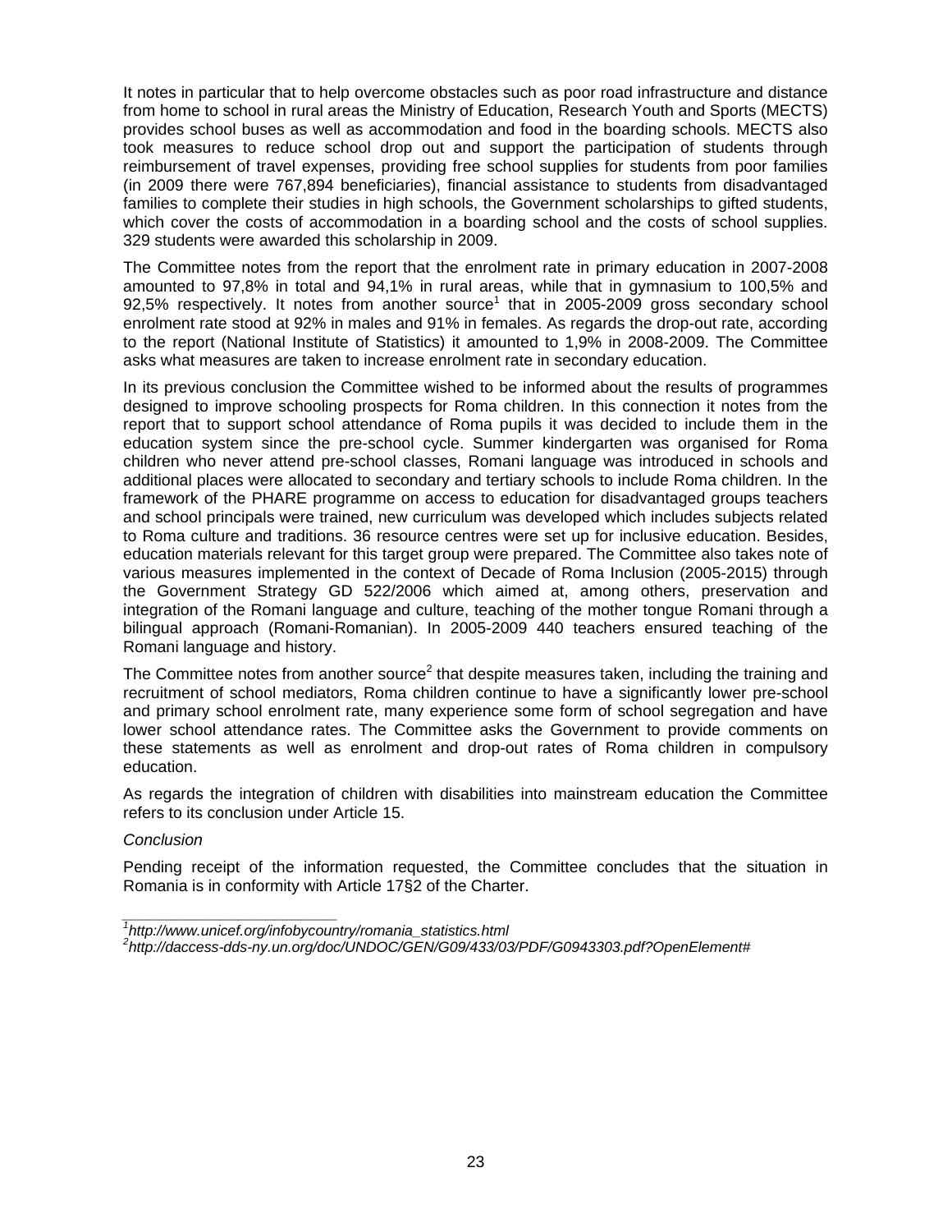It notes in particular that to help overcome obstacles such as poor road infrastructure and distance from home to school in rural areas the Ministry of Education, Research Youth and Sports (MECTS) provides school buses as well as accommodation and food in the boarding schools. MECTS also took measures to reduce school drop out and support the participation of students through reimbursement of travel expenses, providing free school supplies for students from poor families (in 2009 there were 767,894 beneficiaries), financial assistance to students from disadvantaged families to complete their studies in high schools, the Government scholarships to gifted students, which cover the costs of accommodation in a boarding school and the costs of school supplies. 329 students were awarded this scholarship in 2009.

The Committee notes from the report that the enrolment rate in primary education in 2007-2008 amounted to 97,8% in total and 94,1% in rural areas, while that in gymnasium to 100,5% and 92,5% respectively. It notes from another source[1] that in 2005-2009 gross secondary school enrolment rate stood at 92% in males and 91% in females. As regards the drop-out rate, according to the report (National Institute of Statistics) it amounted to 1,9% in 2008-2009. The Committee asks what measures are taken to increase enrolment rate in secondary education.

In its previous conclusion the Committee wished to be informed about the results of programmes designed to improve schooling prospects for Roma children. In this connection it notes from the report that to support school attendance of Roma pupils it was decided to include them in the education system since the pre-school cycle. Summer kindergarten was organised for Roma children who never attend pre-school classes, Romani language was introduced in schools and additional places were allocated to secondary and tertiary schools to include Roma children. In the framework of the PHARE programme on access to education for disadvantaged groups teachers and school principals were trained, new curriculum was developed which includes subjects related to Roma culture and traditions. 36 resource centres were set up for inclusive education. Besides, education materials relevant for this target group were prepared. The Committee also takes note of various measures implemented in the context of Decade of Roma Inclusion (2005-2015) through the Government Strategy GD 522/2006 which aimed at, among others, preservation and integration of the Romani language and culture, teaching of the mother tongue Romani through a bilingual approach (Romani-Romanian). In 2005-2009 440 teachers ensured teaching of the Romani language and history.

The Committee notes from another source[2] that despite measures taken, including the training and recruitment of school mediators, Roma children continue to have a significantly lower pre-school and primary school enrolment rate, many experience some form of school segregation and have lower school attendance rates. The Committee asks the Government to provide comments on these statements as well as enrolment and drop-out rates of Roma children in compulsory education.

As regards the integration of children with disabilities into mainstream education the Committee refers to its conclusion under Article 15.

*Conclusion*

Pending receipt of the information requested, the Committee concludes that the situation in Romania is in conformity with Article 17§2 of the Charter.

---

[1] *http://www.unicef.org/infobycountry/romania_statistics.html*

[2] *http://daccess-dds-ny.un.org/doc/UNDOC/GEN/G09/433/03/PDF/G0943303.pdf?OpenElement#*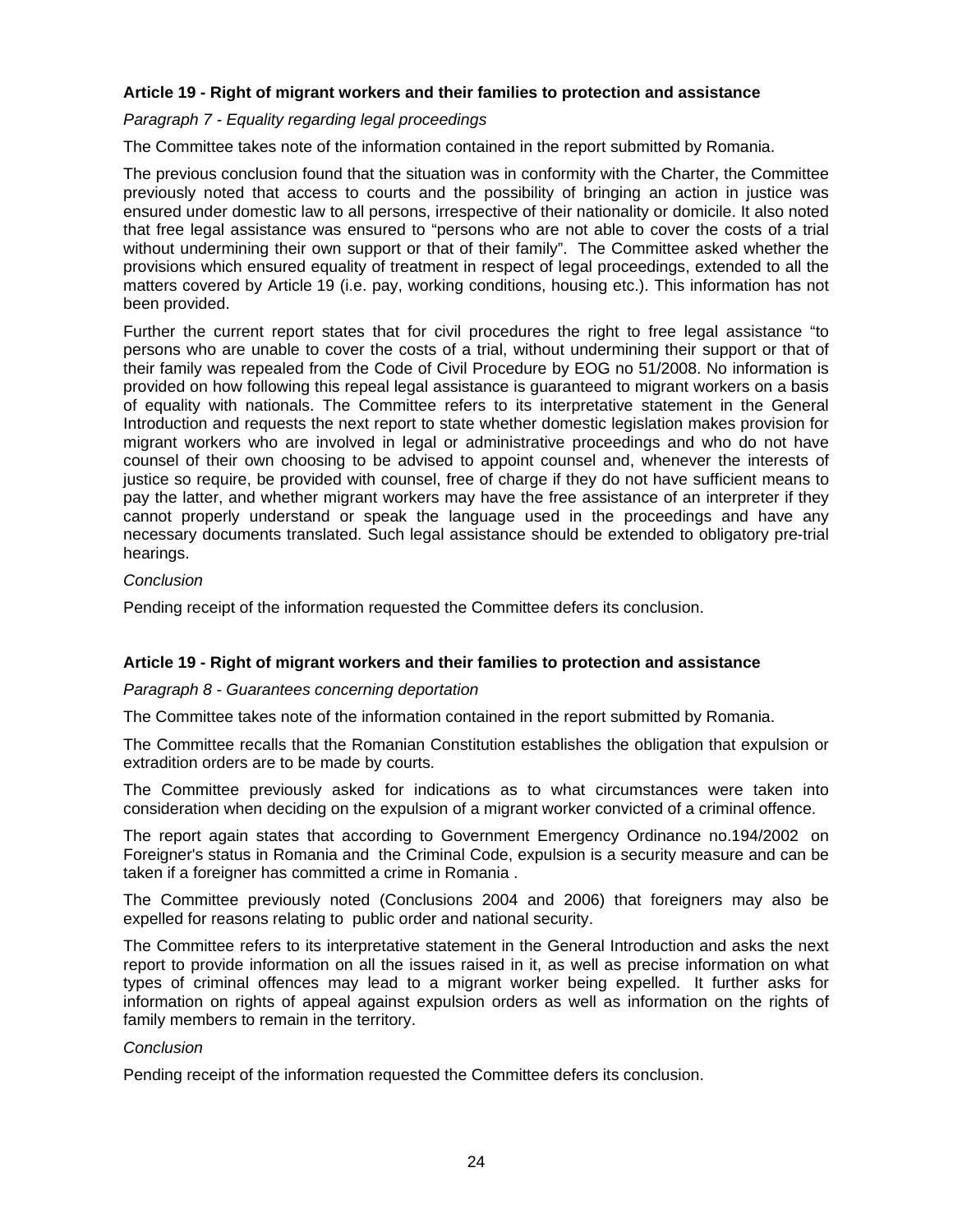**Article 19 - Right of migrant workers and their families to protection and assistance**

*Paragraph 7 - Equality regarding legal proceedings*

The Committee takes note of the information contained in the report submitted by Romania.

The previous conclusion found that the situation was in conformity with the Charter, the Committee previously noted that access to courts and the possibility of bringing an action in justice was ensured under domestic law to all persons, irrespective of their nationality or domicile. It also noted that free legal assistance was ensured to "persons who are not able to cover the costs of a trial without undermining their own support or that of their family". The Committee asked whether the provisions which ensured equality of treatment in respect of legal proceedings, extended to all the matters covered by Article 19 (i.e. pay, working conditions, housing etc.). This information has not been provided.

Further the current report states that for civil procedures the right to free legal assistance "to persons who are unable to cover the costs of a trial, without undermining their support or that of their family was repealed from the Code of Civil Procedure by EOG no 51/2008. No information is provided on how following this repeal legal assistance is guaranteed to migrant workers on a basis of equality with nationals. The Committee refers to its interpretative statement in the General Introduction and requests the next report to state whether domestic legislation makes provision for migrant workers who are involved in legal or administrative proceedings and who do not have counsel of their own choosing to be advised to appoint counsel and, whenever the interests of justice so require, be provided with counsel, free of charge if they do not have sufficient means to pay the latter, and whether migrant workers may have the free assistance of an interpreter if they cannot properly understand or speak the language used in the proceedings and have any necessary documents translated. Such legal assistance should be extended to obligatory pre-trial hearings.

*Conclusion*

Pending receipt of the information requested the Committee defers its conclusion.

**Article 19 - Right of migrant workers and their families to protection and assistance**

*Paragraph 8 - Guarantees concerning deportation*

The Committee takes note of the information contained in the report submitted by Romania.

The Committee recalls that the Romanian Constitution establishes the obligation that expulsion or extradition orders are to be made by courts.

The Committee previously asked for indications as to what circumstances were taken into consideration when deciding on the expulsion of a migrant worker convicted of a criminal offence.

The report again states that according to Government Emergency Ordinance no.194/2002 on Foreigner's status in Romania and the Criminal Code, expulsion is a security measure and can be taken if a foreigner has committed a crime in Romania .

The Committee previously noted (Conclusions 2004 and 2006) that foreigners may also be expelled for reasons relating to public order and national security.

The Committee refers to its interpretative statement in the General Introduction and asks the next report to provide information on all the issues raised in it, as well as precise information on what types of criminal offences may lead to a migrant worker being expelled. It further asks for information on rights of appeal against expulsion orders as well as information on the rights of family members to remain in the territory.

*Conclusion*

Pending receipt of the information requested the Committee defers its conclusion.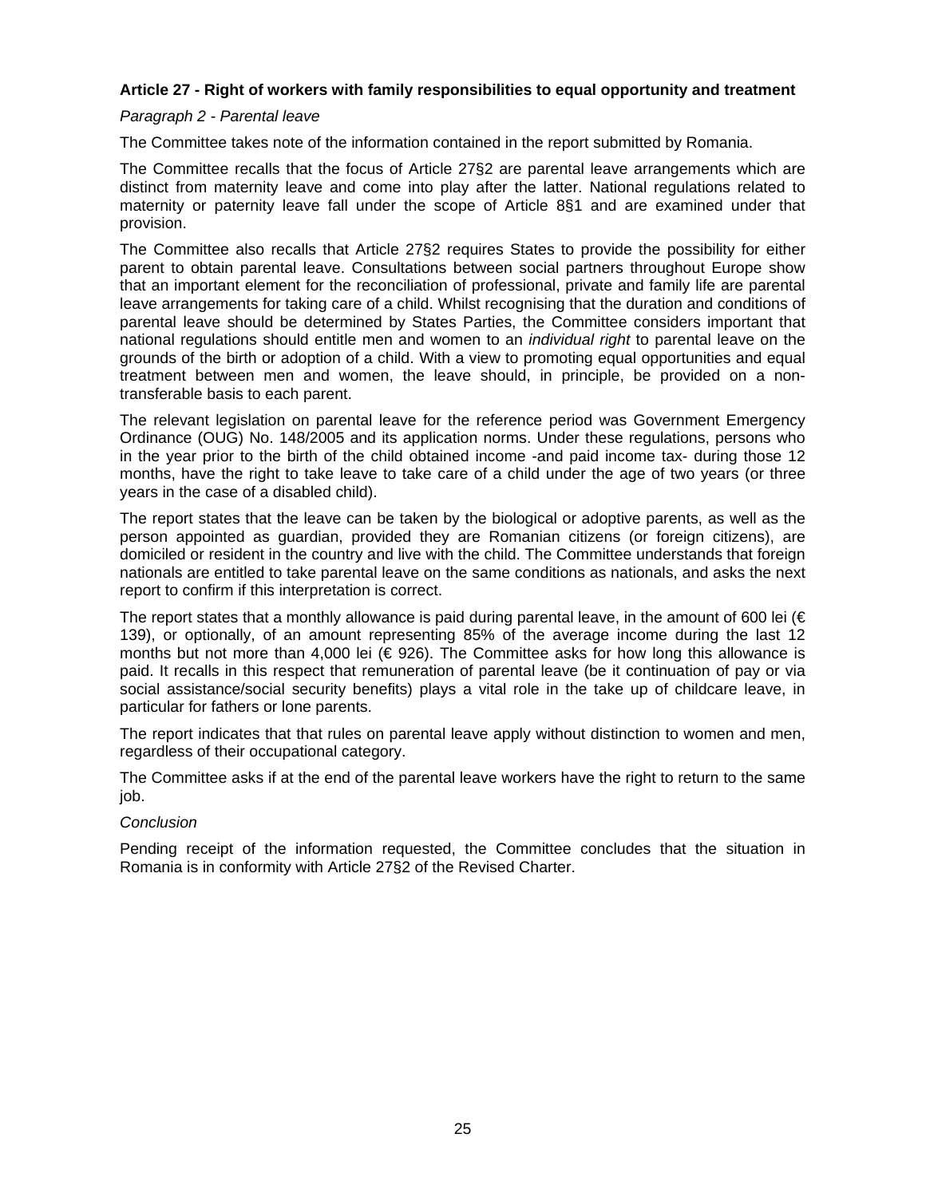**Article 27 - Right of workers with family responsibilities to equal opportunity and treatment**

*Paragraph 2 - Parental leave*

The Committee takes note of the information contained in the report submitted by Romania.

The Committee recalls that the focus of Article 27§2 are parental leave arrangements which are distinct from maternity leave and come into play after the latter. National regulations related to maternity or paternity leave fall under the scope of Article 8§1 and are examined under that provision.

The Committee also recalls that Article 27§2 requires States to provide the possibility for either parent to obtain parental leave. Consultations between social partners throughout Europe show that an important element for the reconciliation of professional, private and family life are parental leave arrangements for taking care of a child. Whilst recognising that the duration and conditions of parental leave should be determined by States Parties, the Committee considers important that national regulations should entitle men and women to an *individual right* to parental leave on the grounds of the birth or adoption of a child. With a view to promoting equal opportunities and equal treatment between men and women, the leave should, in principle, be provided on a non-transferable basis to each parent.

The relevant legislation on parental leave for the reference period was Government Emergency Ordinance (OUG) No. 148/2005 and its application norms. Under these regulations, persons who in the year prior to the birth of the child obtained income -and paid income tax- during those 12 months, have the right to take leave to take care of a child under the age of two years (or three years in the case of a disabled child).

The report states that the leave can be taken by the biological or adoptive parents, as well as the person appointed as guardian, provided they are Romanian citizens (or foreign citizens), are domiciled or resident in the country and live with the child. The Committee understands that foreign nationals are entitled to take parental leave on the same conditions as nationals, and asks the next report to confirm if this interpretation is correct.

The report states that a monthly allowance is paid during parental leave, in the amount of 600 lei (€ 139), or optionally, of an amount representing 85% of the average income during the last 12 months but not more than 4,000 lei (€ 926). The Committee asks for how long this allowance is paid. It recalls in this respect that remuneration of parental leave (be it continuation of pay or via social assistance/social security benefits) plays a vital role in the take up of childcare leave, in particular for fathers or lone parents.

The report indicates that that rules on parental leave apply without distinction to women and men, regardless of their occupational category.

The Committee asks if at the end of the parental leave workers have the right to return to the same job.

*Conclusion*

Pending receipt of the information requested, the Committee concludes that the situation in Romania is in conformity with Article 27§2 of the Revised Charter.